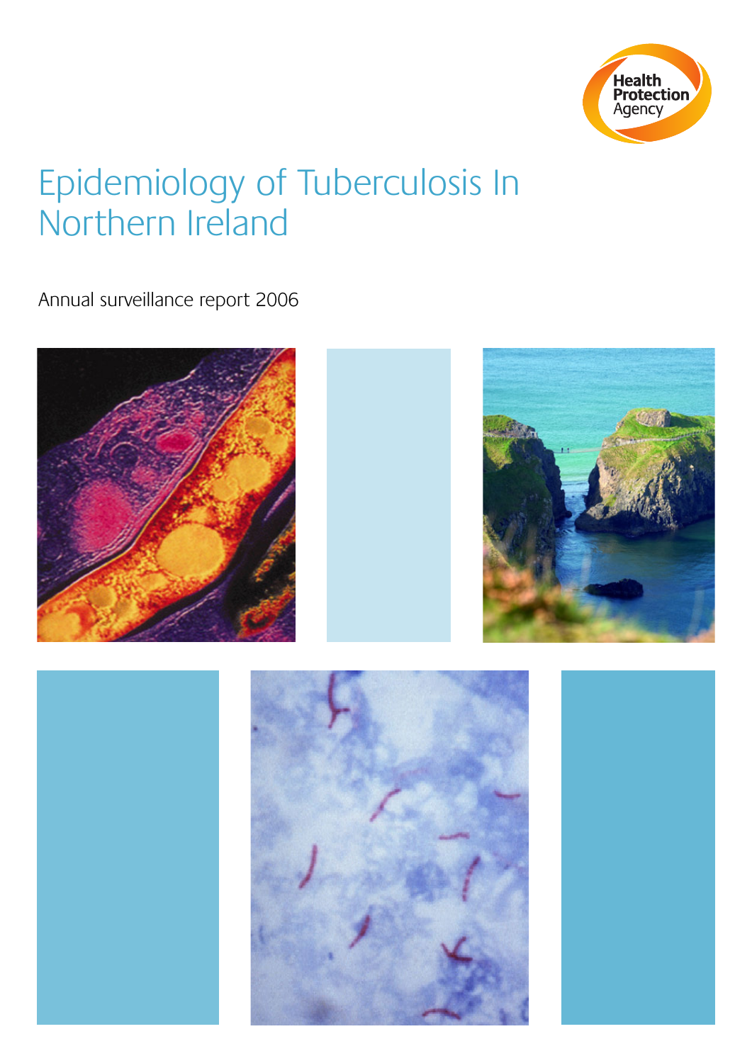Health Protection Agency

# Epidemiology of Tuberculosis In Northern Ireland

Annual surveillance report 2006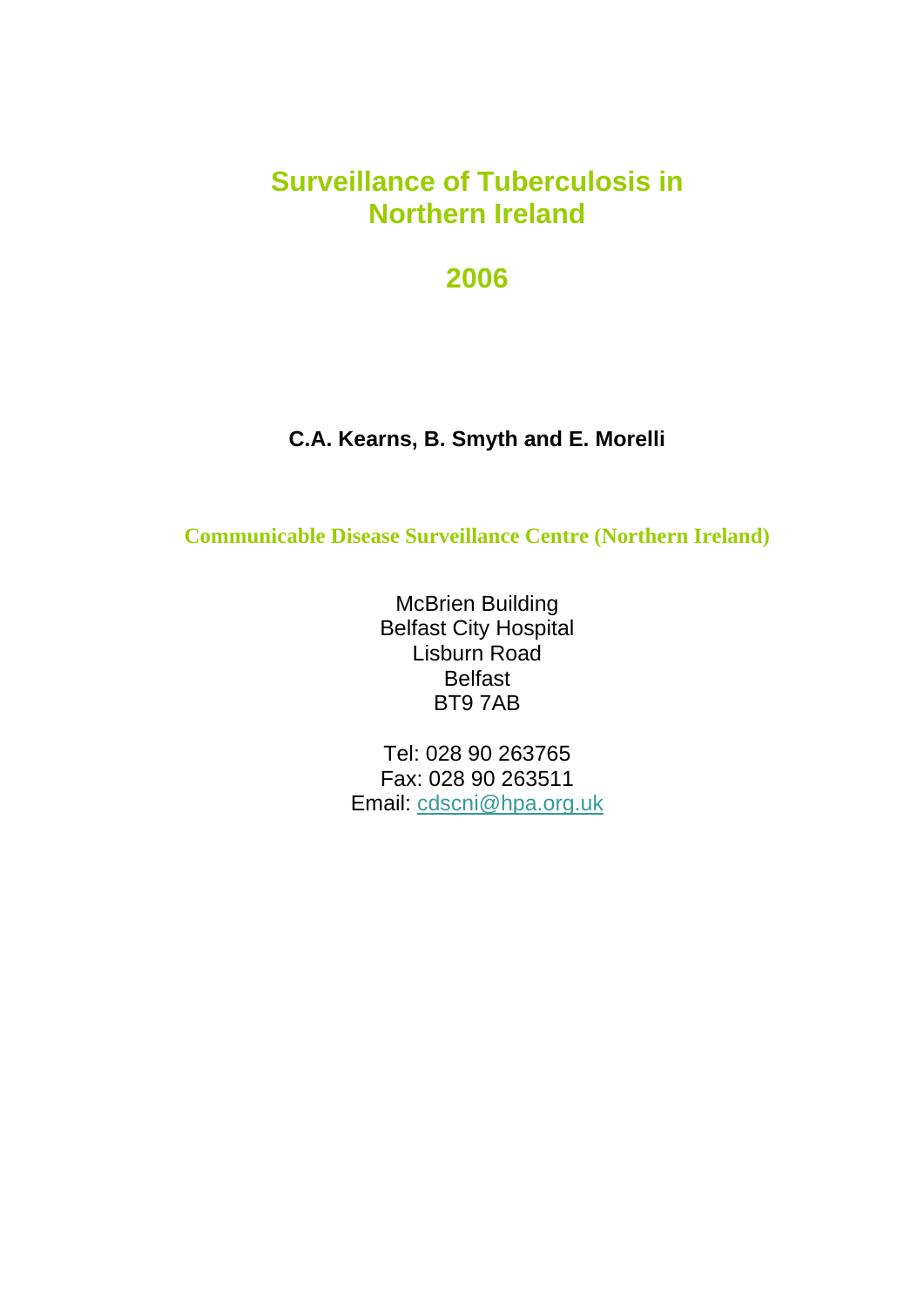# Surveillance of Tuberculosis in Northern Ireland

# 2006

**C.A. Kearns, B. Smyth and E. Morelli**

**Communicable Disease Surveillance Centre (Northern Ireland)**

McBrien Building
Belfast City Hospital
Lisburn Road
Belfast
BT9 7AB

Tel: 028 90 263765
Fax: 028 90 263511
Email: cdscni@hpa.org.uk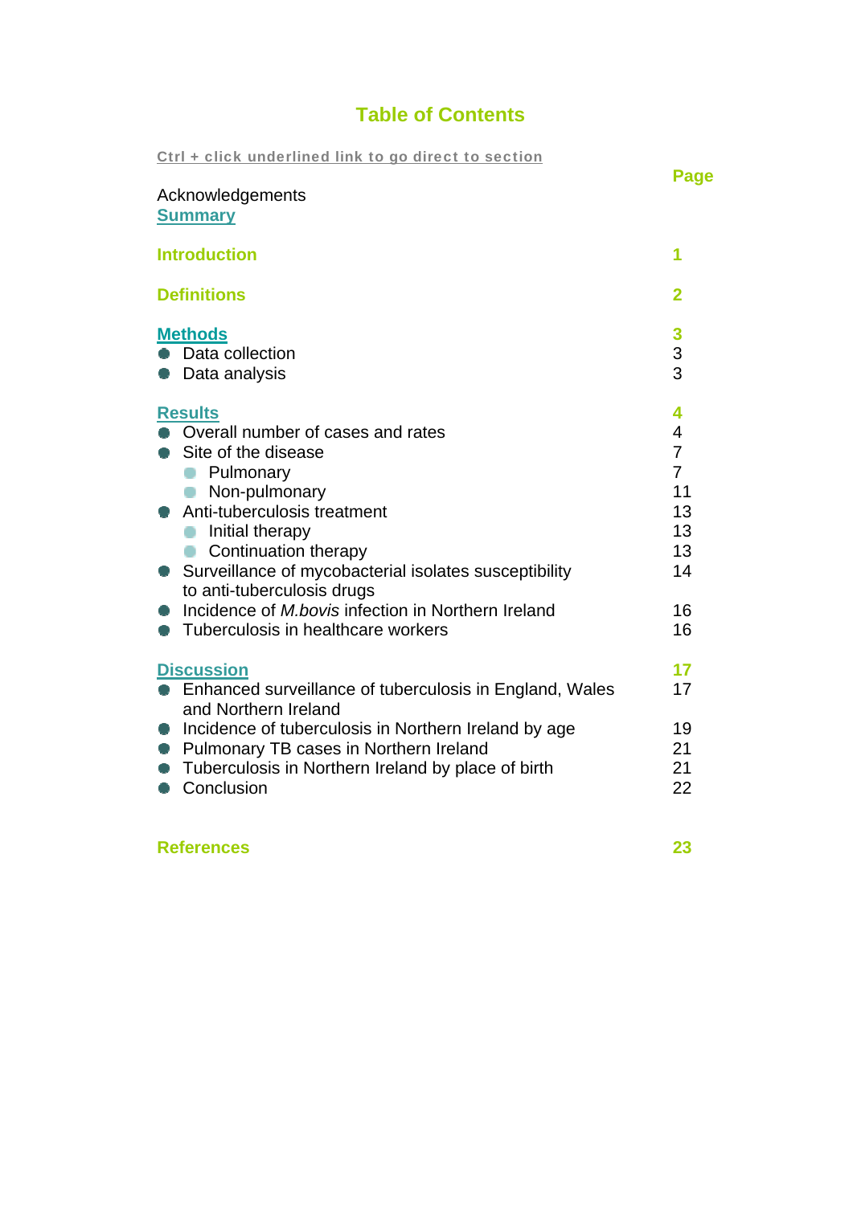# Table of Contents

Ctrl + click underlined link to go direct to section

| | Page |
|---|---|
| Acknowledgements | |
| **Summary** | |
| **Introduction** | **1** |
| **Definitions** | **2** |
| **Methods** | **3** |
| • Data collection | 3 |
| • Data analysis | 3 |
| **Results** | **4** |
| • Overall number of cases and rates | 4 |
| • Site of the disease | 7 |
| &nbsp;&nbsp;◦ Pulmonary | 7 |
| &nbsp;&nbsp;◦ Non-pulmonary | 11 |
| • Anti-tuberculosis treatment | 13 |
| &nbsp;&nbsp;◦ Initial therapy | 13 |
| &nbsp;&nbsp;◦ Continuation therapy | 13 |
| • Surveillance of mycobacterial isolates susceptibility to anti-tuberculosis drugs | 14 |
| • Incidence of *M.bovis* infection in Northern Ireland | 16 |
| • Tuberculosis in healthcare workers | 16 |
| **Discussion** | **17** |
| • Enhanced surveillance of tuberculosis in England, Wales and Northern Ireland | 17 |
| • Incidence of tuberculosis in Northern Ireland by age | 19 |
| • Pulmonary TB cases in Northern Ireland | 21 |
| • Tuberculosis in Northern Ireland by place of birth | 21 |
| • Conclusion | 22 |
| **References** | **23** |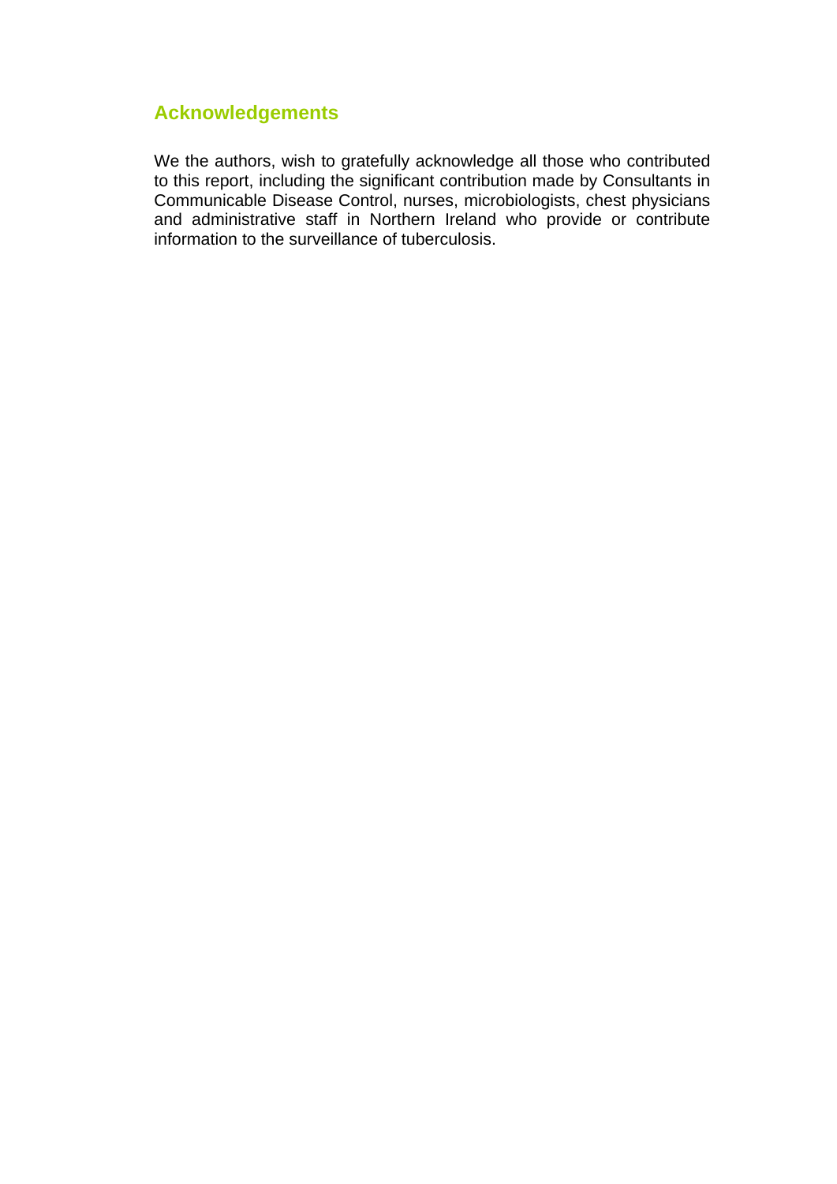## Acknowledgements

We the authors, wish to gratefully acknowledge all those who contributed to this report, including the significant contribution made by Consultants in Communicable Disease Control, nurses, microbiologists, chest physicians and administrative staff in Northern Ireland who provide or contribute information to the surveillance of tuberculosis.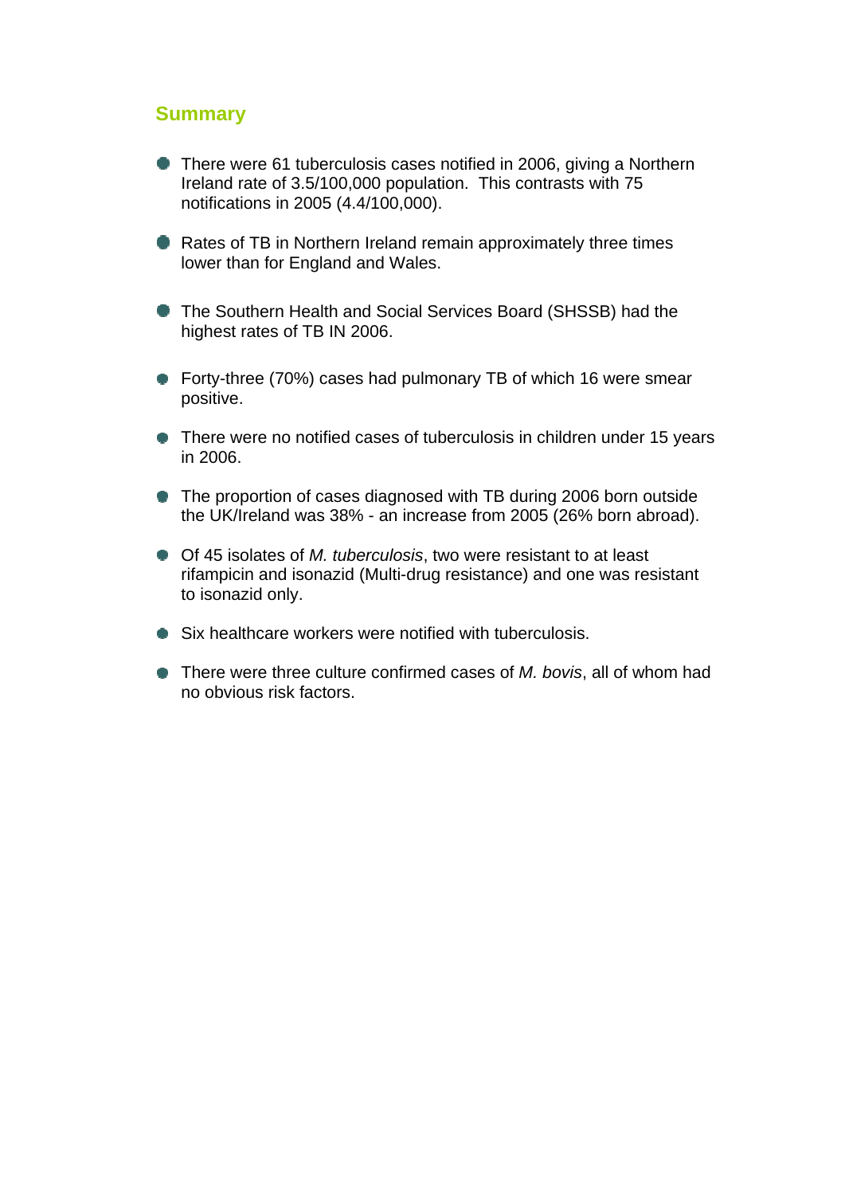## Summary

- There were 61 tuberculosis cases notified in 2006, giving a Northern Ireland rate of 3.5/100,000 population. This contrasts with 75 notifications in 2005 (4.4/100,000).
- Rates of TB in Northern Ireland remain approximately three times lower than for England and Wales.
- The Southern Health and Social Services Board (SHSSB) had the highest rates of TB IN 2006.
- Forty-three (70%) cases had pulmonary TB of which 16 were smear positive.
- There were no notified cases of tuberculosis in children under 15 years in 2006.
- The proportion of cases diagnosed with TB during 2006 born outside the UK/Ireland was 38% - an increase from 2005 (26% born abroad).
- Of 45 isolates of *M. tuberculosis*, two were resistant to at least rifampicin and isonazid (Multi-drug resistance) and one was resistant to isonazid only.
- Six healthcare workers were notified with tuberculosis.
- There were three culture confirmed cases of *M. bovis*, all of whom had no obvious risk factors.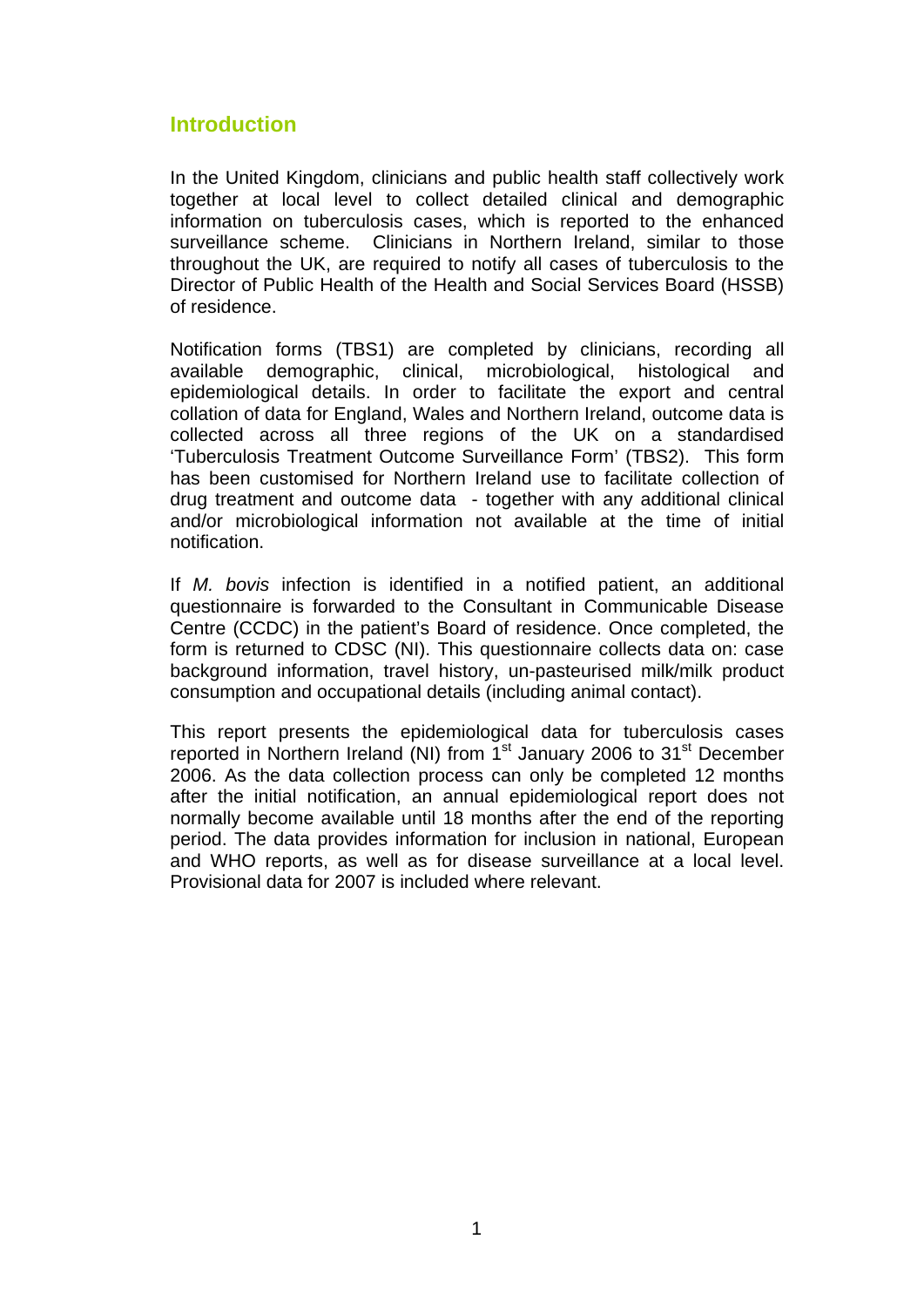## Introduction

In the United Kingdom, clinicians and public health staff collectively work together at local level to collect detailed clinical and demographic information on tuberculosis cases, which is reported to the enhanced surveillance scheme. Clinicians in Northern Ireland, similar to those throughout the UK, are required to notify all cases of tuberculosis to the Director of Public Health of the Health and Social Services Board (HSSB) of residence.

Notification forms (TBS1) are completed by clinicians, recording all available demographic, clinical, microbiological, histological and epidemiological details. In order to facilitate the export and central collation of data for England, Wales and Northern Ireland, outcome data is collected across all three regions of the UK on a standardised 'Tuberculosis Treatment Outcome Surveillance Form' (TBS2). This form has been customised for Northern Ireland use to facilitate collection of drug treatment and outcome data - together with any additional clinical and/or microbiological information not available at the time of initial notification.

If *M. bovis* infection is identified in a notified patient, an additional questionnaire is forwarded to the Consultant in Communicable Disease Centre (CCDC) in the patient's Board of residence. Once completed, the form is returned to CDSC (NI). This questionnaire collects data on: case background information, travel history, un-pasteurised milk/milk product consumption and occupational details (including animal contact).

This report presents the epidemiological data for tuberculosis cases reported in Northern Ireland (NI) from 1st January 2006 to 31st December 2006. As the data collection process can only be completed 12 months after the initial notification, an annual epidemiological report does not normally become available until 18 months after the end of the reporting period. The data provides information for inclusion in national, European and WHO reports, as well as for disease surveillance at a local level. Provisional data for 2007 is included where relevant.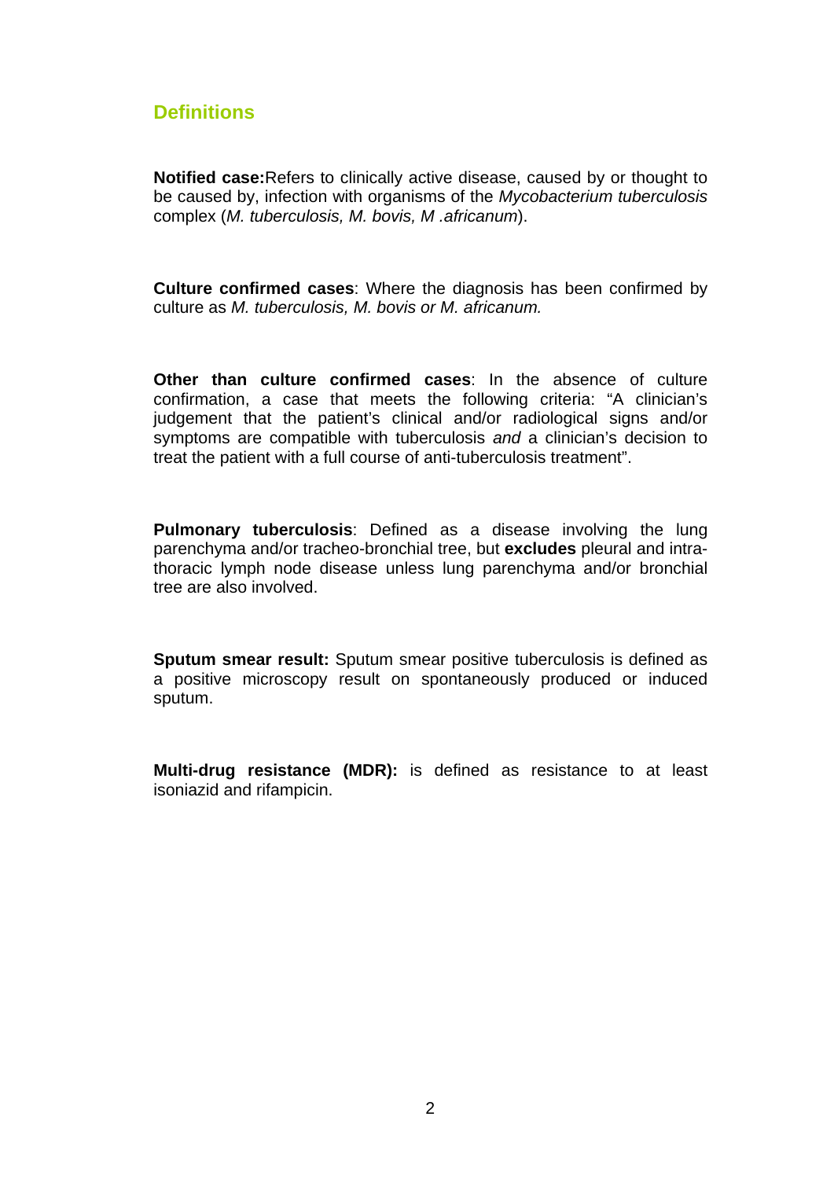## Definitions

**Notified case:**Refers to clinically active disease, caused by or thought to be caused by, infection with organisms of the *Mycobacterium tuberculosis* complex (*M. tuberculosis, M. bovis, M .africanum*).

**Culture confirmed cases**: Where the diagnosis has been confirmed by culture as *M. tuberculosis, M. bovis or M. africanum.*

**Other than culture confirmed cases**: In the absence of culture confirmation, a case that meets the following criteria: "A clinician's judgement that the patient's clinical and/or radiological signs and/or symptoms are compatible with tuberculosis *and* a clinician's decision to treat the patient with a full course of anti-tuberculosis treatment".

**Pulmonary tuberculosis**: Defined as a disease involving the lung parenchyma and/or tracheo-bronchial tree, but **excludes** pleural and intra-thoracic lymph node disease unless lung parenchyma and/or bronchial tree are also involved.

**Sputum smear result:** Sputum smear positive tuberculosis is defined as a positive microscopy result on spontaneously produced or induced sputum.

**Multi-drug resistance (MDR):** is defined as resistance to at least isoniazid and rifampicin.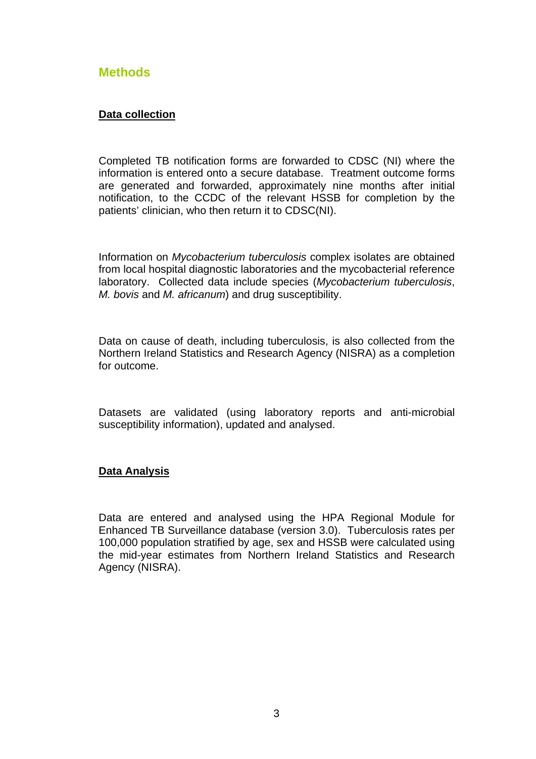# Methods

## Data collection

Completed TB notification forms are forwarded to CDSC (NI) where the information is entered onto a secure database. Treatment outcome forms are generated and forwarded, approximately nine months after initial notification, to the CCDC of the relevant HSSB for completion by the patients' clinician, who then return it to CDSC(NI).

Information on *Mycobacterium tuberculosis* complex isolates are obtained from local hospital diagnostic laboratories and the mycobacterial reference laboratory. Collected data include species (*Mycobacterium tuberculosis*, *M. bovis* and *M. africanum*) and drug susceptibility.

Data on cause of death, including tuberculosis, is also collected from the Northern Ireland Statistics and Research Agency (NISRA) as a completion for outcome.

Datasets are validated (using laboratory reports and anti-microbial susceptibility information), updated and analysed.

## Data Analysis

Data are entered and analysed using the HPA Regional Module for Enhanced TB Surveillance database (version 3.0). Tuberculosis rates per 100,000 population stratified by age, sex and HSSB were calculated using the mid-year estimates from Northern Ireland Statistics and Research Agency (NISRA).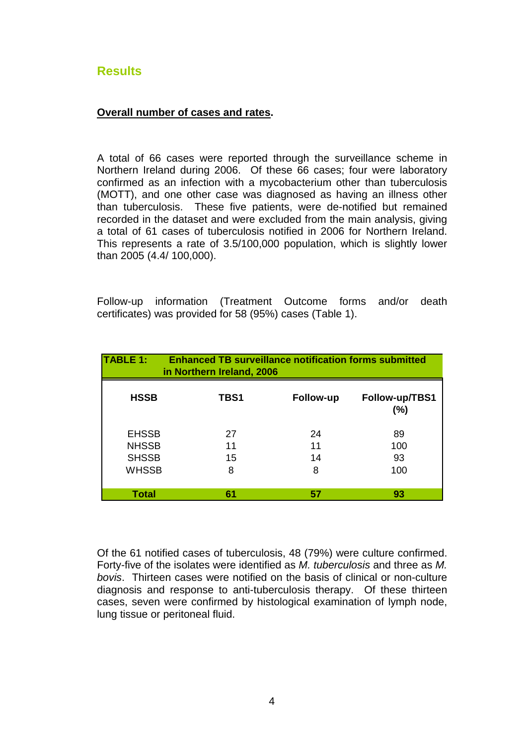## Results

**Overall number of cases and rates.**

A total of 66 cases were reported through the surveillance scheme in Northern Ireland during 2006. Of these 66 cases; four were laboratory confirmed as an infection with a mycobacterium other than tuberculosis (MOTT), and one other case was diagnosed as having an illness other than tuberculosis. These five patients, were de-notified but remained recorded in the dataset and were excluded from the main analysis, giving a total of 61 cases of tuberculosis notified in 2006 for Northern Ireland. This represents a rate of 3.5/100,000 population, which is slightly lower than 2005 (4.4/ 100,000).

Follow-up information (Treatment Outcome forms and/or death certificates) was provided for 58 (95%) cases (Table 1).

**TABLE 1: Enhanced TB surveillance notification forms submitted in Northern Ireland, 2006**

| HSSB | TBS1 | Follow-up | Follow-up/TBS1 (%) |
|---|---|---|---|
| EHSSB | 27 | 24 | 89 |
| NHSSB | 11 | 11 | 100 |
| SHSSB | 15 | 14 | 93 |
| WHSSB | 8 | 8 | 100 |
| **Total** | **61** | **57** | **93** |

Of the 61 notified cases of tuberculosis, 48 (79%) were culture confirmed. Forty-five of the isolates were identified as *M. tuberculosis* and three as *M. bovis*. Thirteen cases were notified on the basis of clinical or non-culture diagnosis and response to anti-tuberculosis therapy. Of these thirteen cases, seven were confirmed by histological examination of lymph node, lung tissue or peritoneal fluid.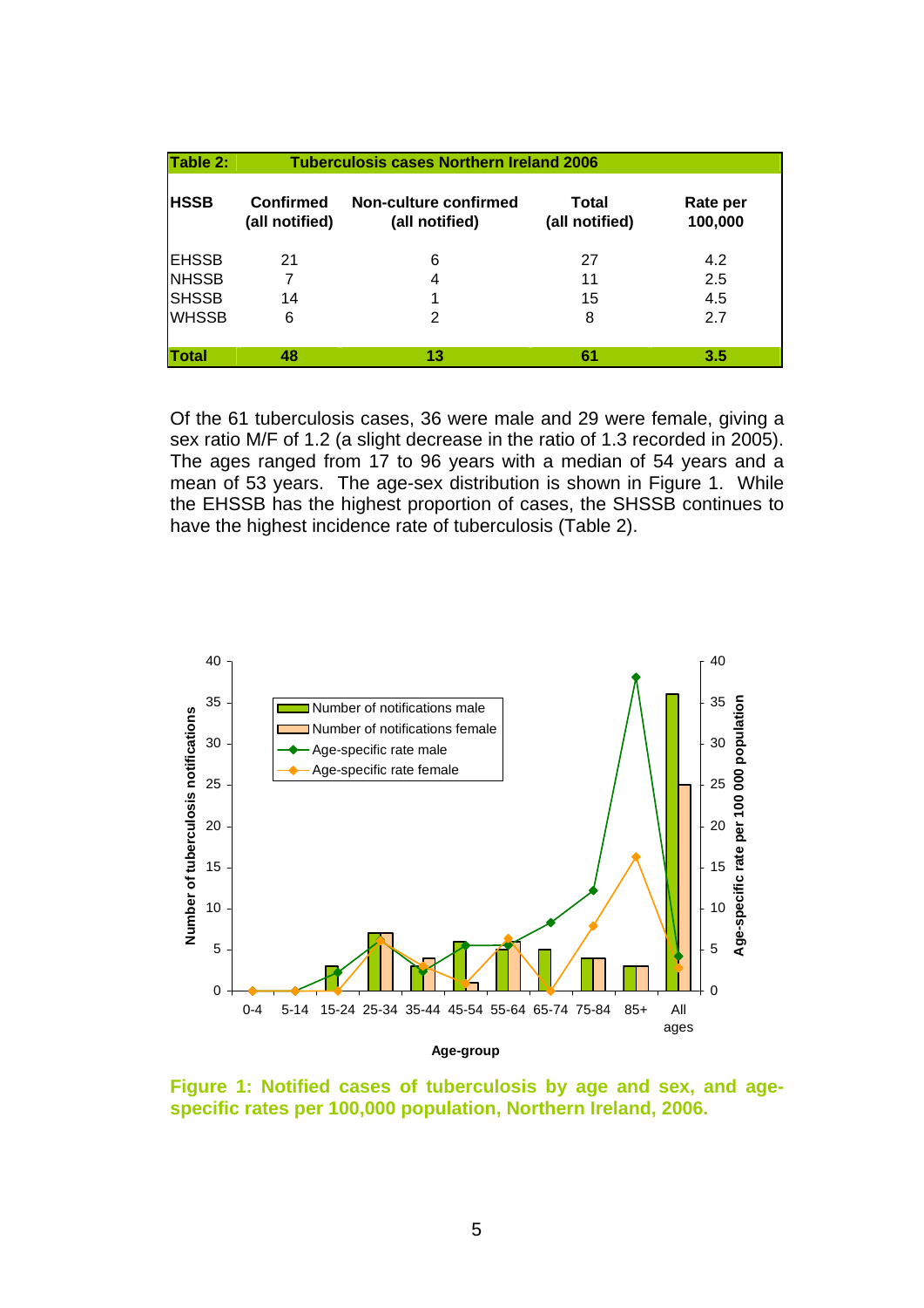| Table 2: | Tuberculosis cases Northern Ireland 2006 | | | |
|---|---|---|---|---|
| **HSSB** | **Confirmed (all notified)** | **Non-culture confirmed (all notified)** | **Total (all notified)** | **Rate per 100,000** |
| EHSSB | 21 | 6 | 27 | 4.2 |
| NHSSB | 7 | 4 | 11 | 2.5 |
| SHSSB | 14 | 1 | 15 | 4.5 |
| WHSSB | 6 | 2 | 8 | 2.7 |
| **Total** | **48** | **13** | **61** | **3.5** |

Of the 61 tuberculosis cases, 36 were male and 29 were female, giving a sex ratio M/F of 1.2 (a slight decrease in the ratio of 1.3 recorded in 2005). The ages ranged from 17 to 96 years with a median of 54 years and a mean of 53 years. The age-sex distribution is shown in Figure 1. While the EHSSB has the highest proportion of cases, the SHSSB continues to have the highest incidence rate of tuberculosis (Table 2).

**Figure 1: Notified cases of tuberculosis by age and sex, and age-specific rates per 100,000 population, Northern Ireland, 2006.**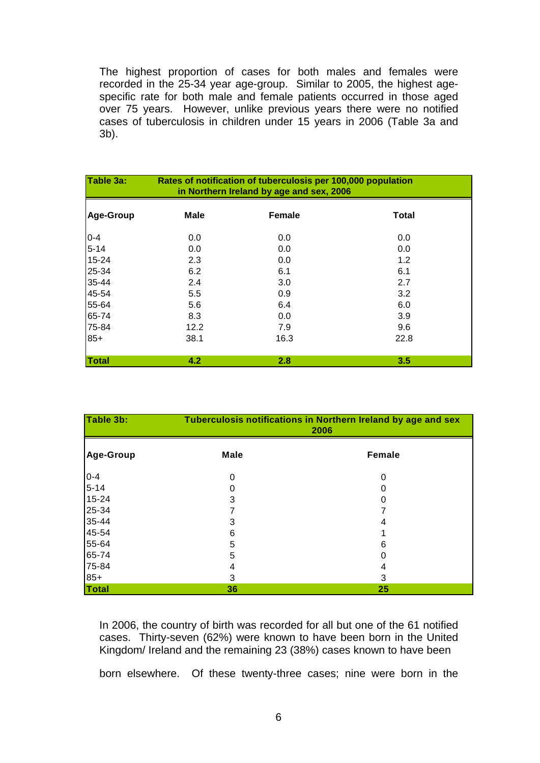The highest proportion of cases for both males and females were recorded in the 25-34 year age-group. Similar to 2005, the highest age-specific rate for both male and female patients occurred in those aged over 75 years. However, unlike previous years there were no notified cases of tuberculosis in children under 15 years in 2006 (Table 3a and 3b).

**Table 3a: Rates of notification of tuberculosis per 100,000 population in Northern Ireland by age and sex, 2006**

| Age-Group | Male | Female | Total |
|---|---|---|---|
| 0-4 | 0.0 | 0.0 | 0.0 |
| 5-14 | 0.0 | 0.0 | 0.0 |
| 15-24 | 2.3 | 0.0 | 1.2 |
| 25-34 | 6.2 | 6.1 | 6.1 |
| 35-44 | 2.4 | 3.0 | 2.7 |
| 45-54 | 5.5 | 0.9 | 3.2 |
| 55-64 | 5.6 | 6.4 | 6.0 |
| 65-74 | 8.3 | 0.0 | 3.9 |
| 75-84 | 12.2 | 7.9 | 9.6 |
| 85+ | 38.1 | 16.3 | 22.8 |
| **Total** | **4.2** | **2.8** | **3.5** |

**Table 3b: Tuberculosis notifications in Northern Ireland by age and sex 2006**

| Age-Group | Male | Female |
|---|---|---|
| 0-4 | 0 | 0 |
| 5-14 | 0 | 0 |
| 15-24 | 3 | 0 |
| 25-34 | 7 | 7 |
| 35-44 | 3 | 4 |
| 45-54 | 6 | 1 |
| 55-64 | 5 | 6 |
| 65-74 | 5 | 0 |
| 75-84 | 4 | 4 |
| 85+ | 3 | 3 |
| **Total** | **36** | **25** |

In 2006, the country of birth was recorded for all but one of the 61 notified cases. Thirty-seven (62%) were known to have been born in the United Kingdom/ Ireland and the remaining 23 (38%) cases known to have been born elsewhere. Of these twenty-three cases; nine were born in the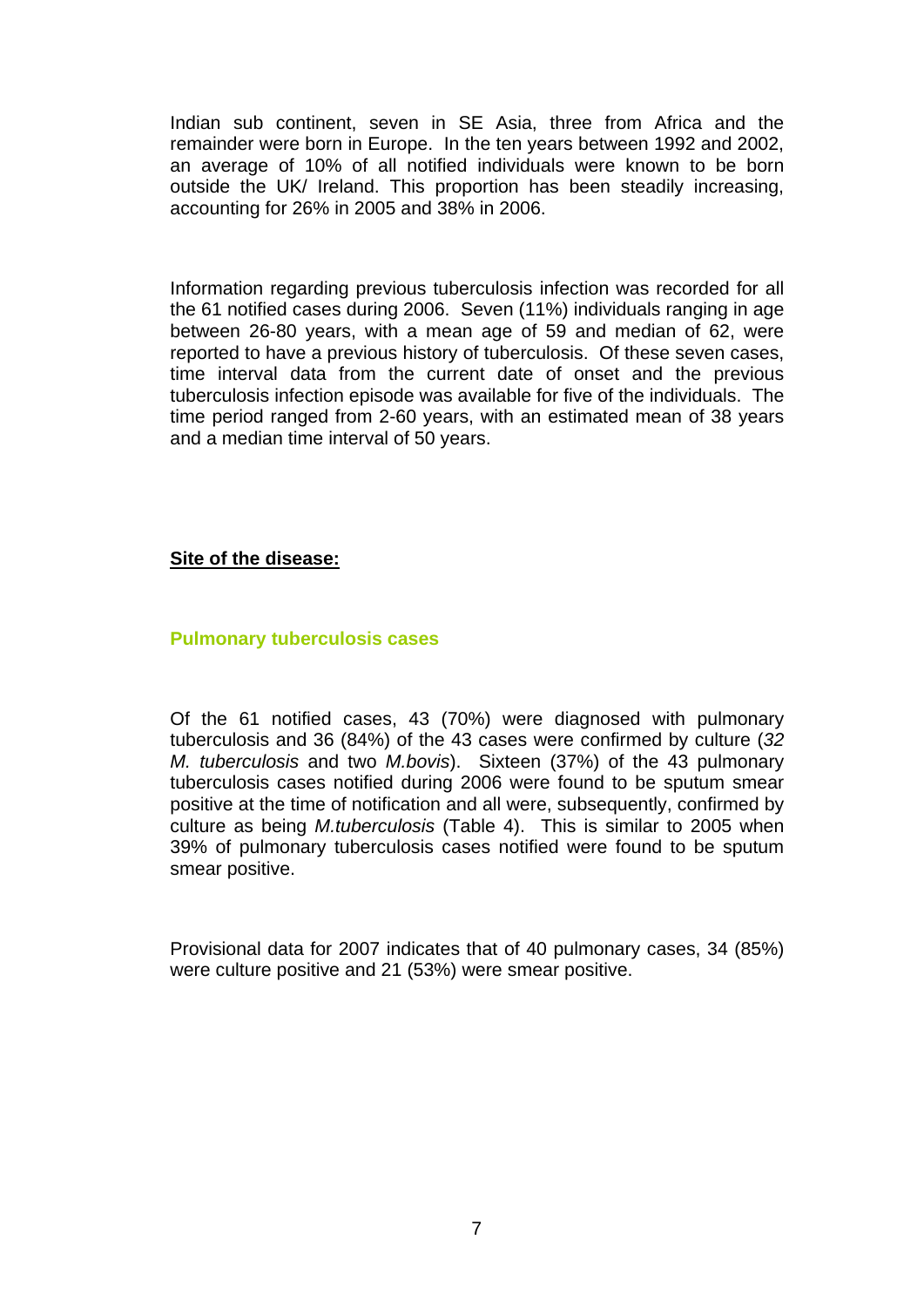Indian sub continent, seven in SE Asia, three from Africa and the remainder were born in Europe. In the ten years between 1992 and 2002, an average of 10% of all notified individuals were known to be born outside the UK/ Ireland. This proportion has been steadily increasing, accounting for 26% in 2005 and 38% in 2006.

Information regarding previous tuberculosis infection was recorded for all the 61 notified cases during 2006. Seven (11%) individuals ranging in age between 26-80 years, with a mean age of 59 and median of 62, were reported to have a previous history of tuberculosis. Of these seven cases, time interval data from the current date of onset and the previous tuberculosis infection episode was available for five of the individuals. The time period ranged from 2-60 years, with an estimated mean of 38 years and a median time interval of 50 years.

## Site of the disease:

### Pulmonary tuberculosis cases

Of the 61 notified cases, 43 (70%) were diagnosed with pulmonary tuberculosis and 36 (84%) of the 43 cases were confirmed by culture (*32 M. tuberculosis* and two *M.bovis*). Sixteen (37%) of the 43 pulmonary tuberculosis cases notified during 2006 were found to be sputum smear positive at the time of notification and all were, subsequently, confirmed by culture as being *M.tuberculosis* (Table 4). This is similar to 2005 when 39% of pulmonary tuberculosis cases notified were found to be sputum smear positive.

Provisional data for 2007 indicates that of 40 pulmonary cases, 34 (85%) were culture positive and 21 (53%) were smear positive.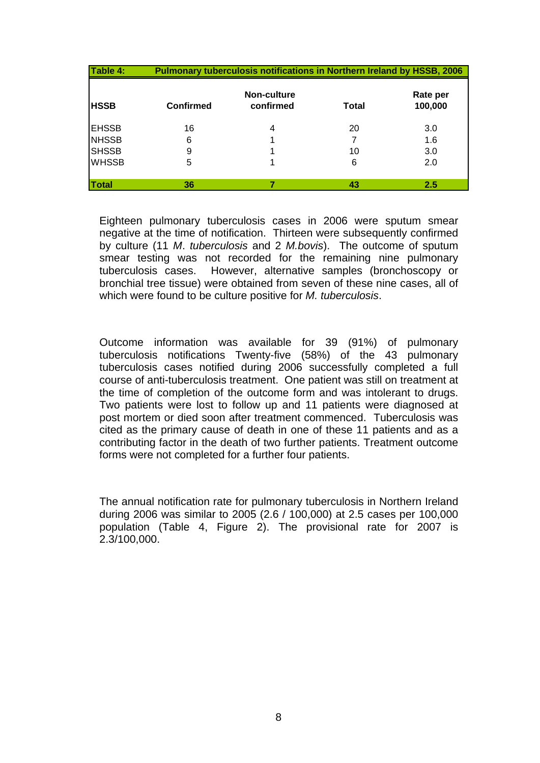**Table 4: Pulmonary tuberculosis notifications in Northern Ireland by HSSB, 2006**

| HSSB | Confirmed | Non-culture confirmed | Total | Rate per 100,000 |
|---|---|---|---|---|
| EHSSB | 16 | 4 | 20 | 3.0 |
| NHSSB | 6 | 1 | 7 | 1.6 |
| SHSSB | 9 | 1 | 10 | 3.0 |
| WHSSB | 5 | 1 | 6 | 2.0 |
| **Total** | **36** | **7** | **43** | **2.5** |

Eighteen pulmonary tuberculosis cases in 2006 were sputum smear negative at the time of notification. Thirteen were subsequently confirmed by culture (11 *M. tuberculosis* and 2 *M.bovis*). The outcome of sputum smear testing was not recorded for the remaining nine pulmonary tuberculosis cases. However, alternative samples (bronchoscopy or bronchial tree tissue) were obtained from seven of these nine cases, all of which were found to be culture positive for *M. tuberculosis*.

Outcome information was available for 39 (91%) of pulmonary tuberculosis notifications Twenty-five (58%) of the 43 pulmonary tuberculosis cases notified during 2006 successfully completed a full course of anti-tuberculosis treatment. One patient was still on treatment at the time of completion of the outcome form and was intolerant to drugs. Two patients were lost to follow up and 11 patients were diagnosed at post mortem or died soon after treatment commenced. Tuberculosis was cited as the primary cause of death in one of these 11 patients and as a contributing factor in the death of two further patients. Treatment outcome forms were not completed for a further four patients.

The annual notification rate for pulmonary tuberculosis in Northern Ireland during 2006 was similar to 2005 (2.6 / 100,000) at 2.5 cases per 100,000 population (Table 4, Figure 2). The provisional rate for 2007 is 2.3/100,000.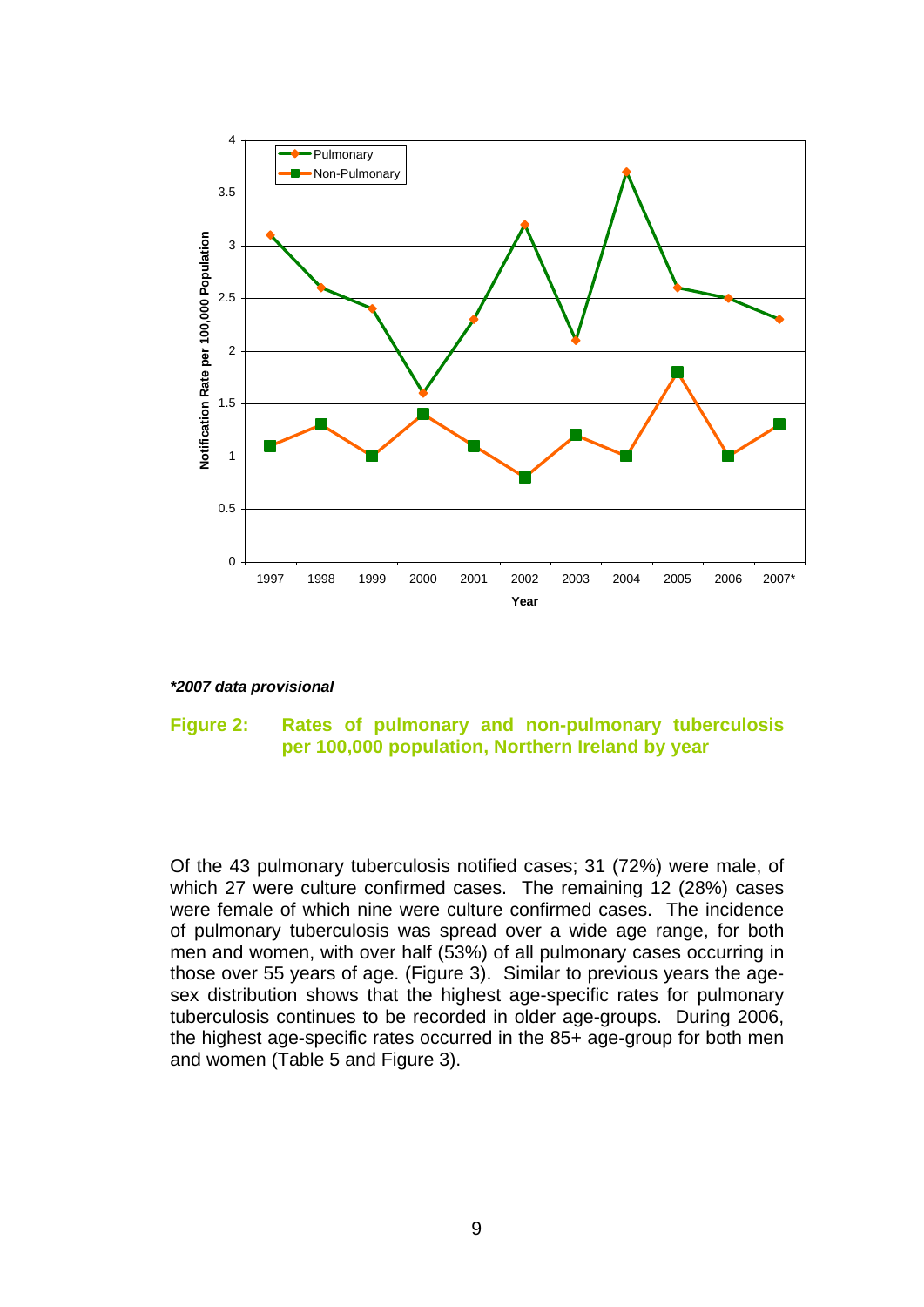*\*2007 data provisional*

**Figure 2: Rates of pulmonary and non-pulmonary tuberculosis per 100,000 population, Northern Ireland by year**

Of the 43 pulmonary tuberculosis notified cases; 31 (72%) were male, of which 27 were culture confirmed cases. The remaining 12 (28%) cases were female of which nine were culture confirmed cases. The incidence of pulmonary tuberculosis was spread over a wide age range, for both men and women, with over half (53%) of all pulmonary cases occurring in those over 55 years of age. (Figure 3). Similar to previous years the age-sex distribution shows that the highest age-specific rates for pulmonary tuberculosis continues to be recorded in older age-groups. During 2006, the highest age-specific rates occurred in the 85+ age-group for both men and women (Table 5 and Figure 3).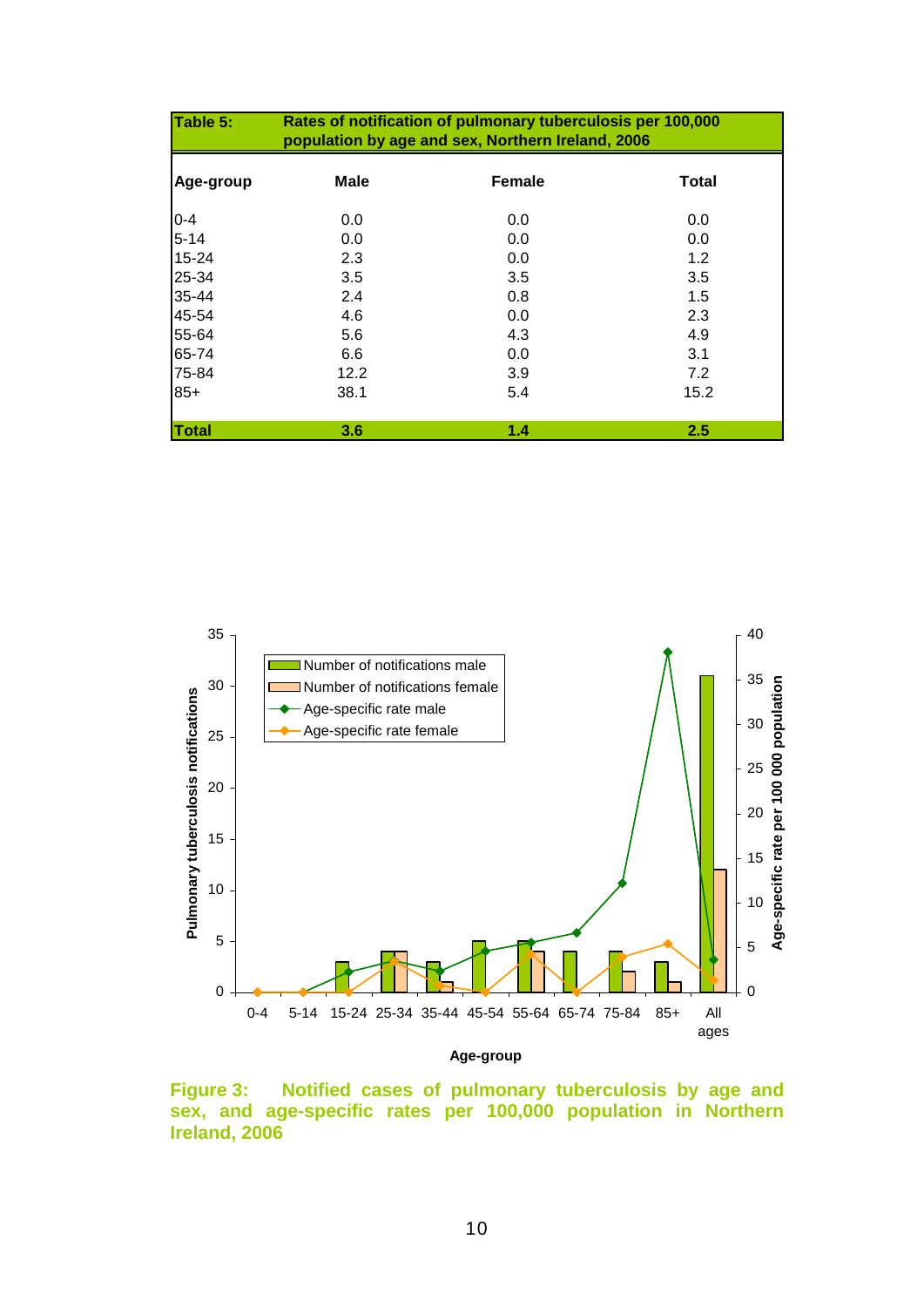**Table 5: Rates of notification of pulmonary tuberculosis per 100,000 population by age and sex, Northern Ireland, 2006**

| Age-group | Male | Female | Total |
|---|---|---|---|
| 0-4 | 0.0 | 0.0 | 0.0 |
| 5-14 | 0.0 | 0.0 | 0.0 |
| 15-24 | 2.3 | 0.0 | 1.2 |
| 25-34 | 3.5 | 3.5 | 3.5 |
| 35-44 | 2.4 | 0.8 | 1.5 |
| 45-54 | 4.6 | 0.0 | 2.3 |
| 55-64 | 5.6 | 4.3 | 4.9 |
| 65-74 | 6.6 | 0.0 | 3.1 |
| 75-84 | 12.2 | 3.9 | 7.2 |
| 85+ | 38.1 | 5.4 | 15.2 |
| **Total** | **3.6** | **1.4** | **2.5** |

**Figure 3: Notified cases of pulmonary tuberculosis by age and sex, and age-specific rates per 100,000 population in Northern Ireland, 2006**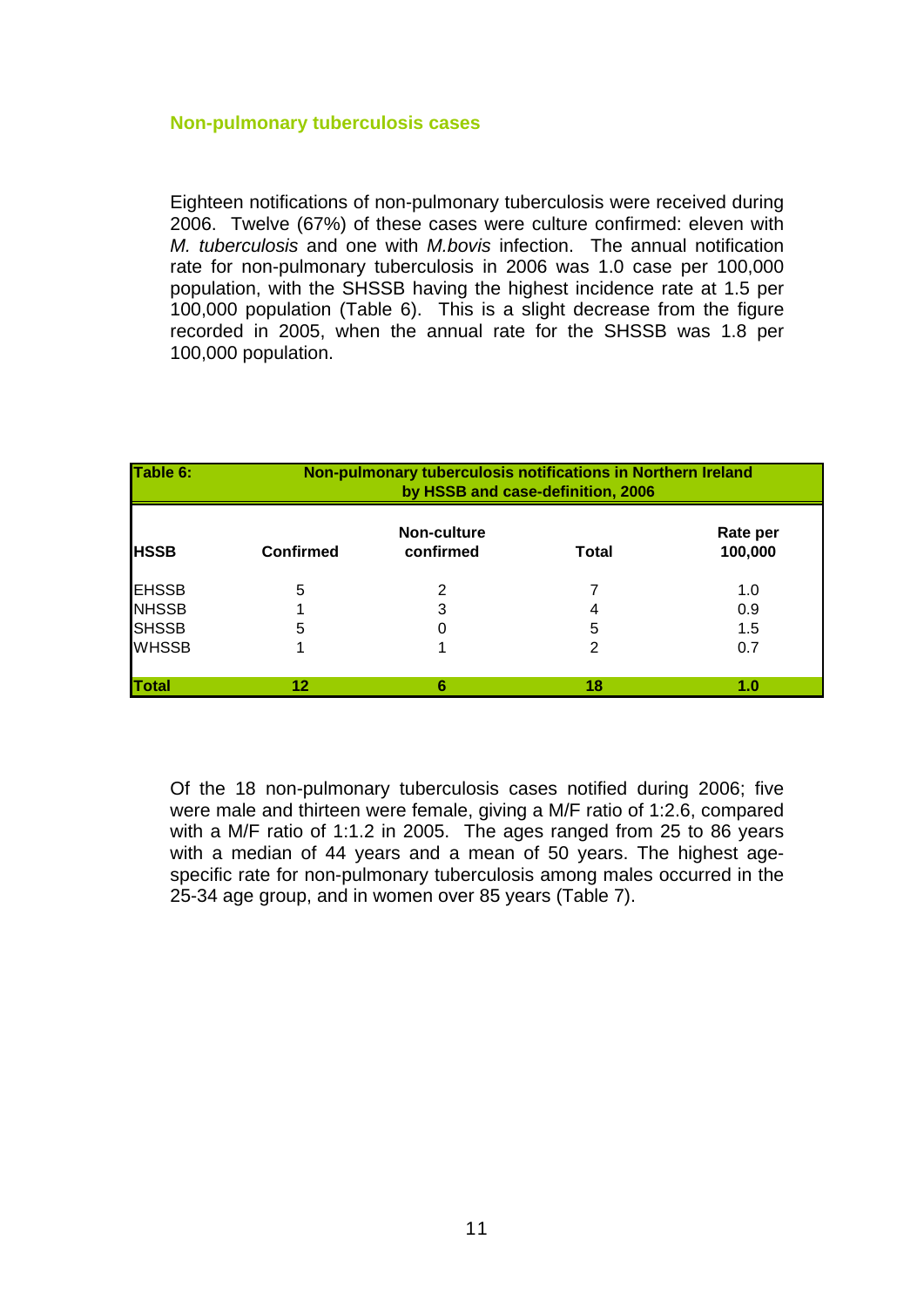### Non-pulmonary tuberculosis cases

Eighteen notifications of non-pulmonary tuberculosis were received during 2006. Twelve (67%) of these cases were culture confirmed: eleven with *M. tuberculosis* and one with *M.bovis* infection. The annual notification rate for non-pulmonary tuberculosis in 2006 was 1.0 case per 100,000 population, with the SHSSB having the highest incidence rate at 1.5 per 100,000 population (Table 6). This is a slight decrease from the figure recorded in 2005, when the annual rate for the SHSSB was 1.8 per 100,000 population.

**Table 6: Non-pulmonary tuberculosis notifications in Northern Ireland by HSSB and case-definition, 2006**

| HSSB | Confirmed | Non-culture confirmed | Total | Rate per 100,000 |
|---|---|---|---|---|
| EHSSB | 5 | 2 | 7 | 1.0 |
| NHSSB | 1 | 3 | 4 | 0.9 |
| SHSSB | 5 | 0 | 5 | 1.5 |
| WHSSB | 1 | 1 | 2 | 0.7 |
| **Total** | **12** | **6** | **18** | **1.0** |

Of the 18 non-pulmonary tuberculosis cases notified during 2006; five were male and thirteen were female, giving a M/F ratio of 1:2.6, compared with a M/F ratio of 1:1.2 in 2005. The ages ranged from 25 to 86 years with a median of 44 years and a mean of 50 years. The highest age-specific rate for non-pulmonary tuberculosis among males occurred in the 25-34 age group, and in women over 85 years (Table 7).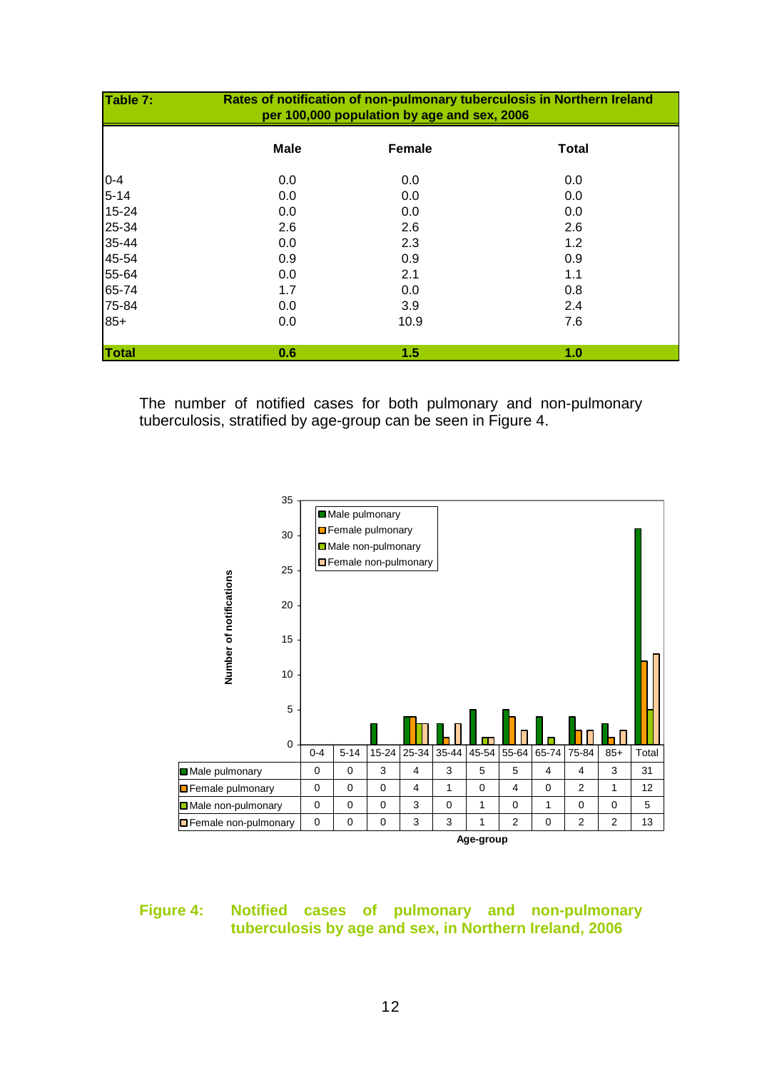**Table 7: Rates of notification of non-pulmonary tuberculosis in Northern Ireland per 100,000 population by age and sex, 2006**

| | Male | Female | Total |
|---|---|---|---|
| 0-4 | 0.0 | 0.0 | 0.0 |
| 5-14 | 0.0 | 0.0 | 0.0 |
| 15-24 | 0.0 | 0.0 | 0.0 |
| 25-34 | 2.6 | 2.6 | 2.6 |
| 35-44 | 0.0 | 2.3 | 1.2 |
| 45-54 | 0.9 | 0.9 | 0.9 |
| 55-64 | 0.0 | 2.1 | 1.1 |
| 65-74 | 1.7 | 0.0 | 0.8 |
| 75-84 | 0.0 | 3.9 | 2.4 |
| 85+ | 0.0 | 10.9 | 7.6 |
| **Total** | **0.6** | **1.5** | **1.0** |

The number of notified cases for both pulmonary and non-pulmonary tuberculosis, stratified by age-group can be seen in Figure 4.

| Age-group | 0-4 | 5-14 | 15-24 | 25-34 | 35-44 | 45-54 | 55-64 | 65-74 | 75-84 | 85+ | Total |
|---|---|---|---|---|---|---|---|---|---|---|---|
| Male pulmonary | 0 | 0 | 3 | 4 | 3 | 5 | 5 | 4 | 4 | 3 | 31 |
| Female pulmonary | 0 | 0 | 0 | 4 | 1 | 0 | 4 | 0 | 2 | 1 | 12 |
| Male non-pulmonary | 0 | 0 | 0 | 3 | 0 | 1 | 0 | 1 | 0 | 0 | 5 |
| Female non-pulmonary | 0 | 0 | 0 | 3 | 3 | 1 | 2 | 0 | 2 | 2 | 13 |

**Figure 4: Notified cases of pulmonary and non-pulmonary tuberculosis by age and sex, in Northern Ireland, 2006**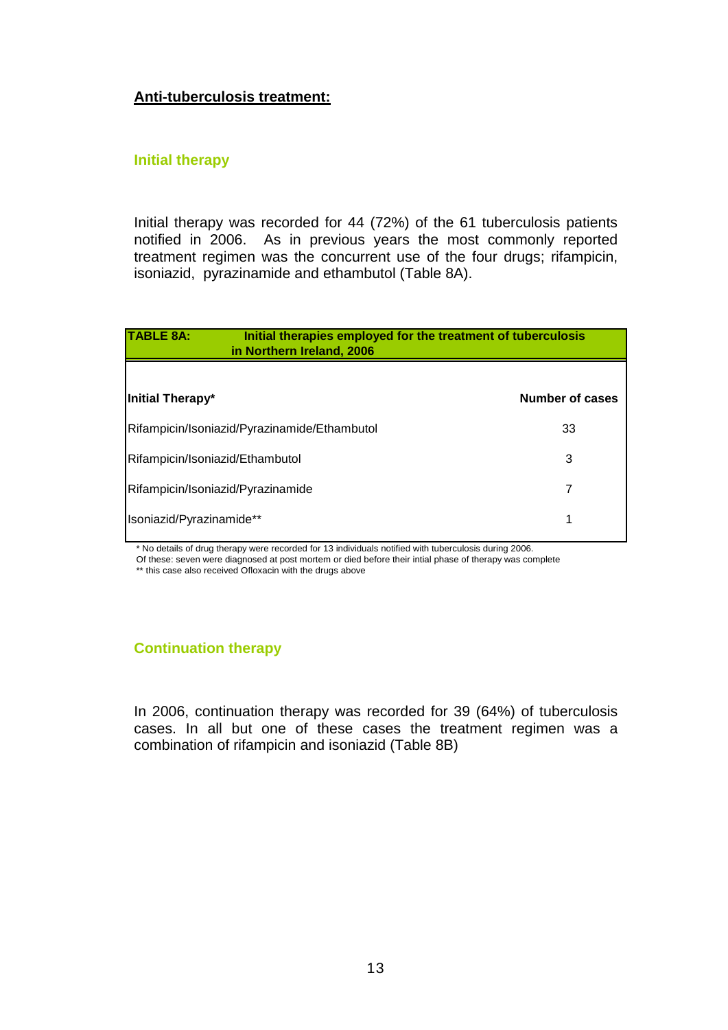## Anti-tuberculosis treatment:

### Initial therapy

Initial therapy was recorded for 44 (72%) of the 61 tuberculosis patients notified in 2006. As in previous years the most commonly reported treatment regimen was the concurrent use of the four drugs; rifampicin, isoniazid, pyrazinamide and ethambutol (Table 8A).

**TABLE 8A: Initial therapies employed for the treatment of tuberculosis in Northern Ireland, 2006**

| Initial Therapy* | Number of cases |
|---|---|
| Rifampicin/Isoniazid/Pyrazinamide/Ethambutol | 33 |
| Rifampicin/Isoniazid/Ethambutol | 3 |
| Rifampicin/Isoniazid/Pyrazinamide | 7 |
| Isoniazid/Pyrazinamide** | 1 |

* No details of drug therapy were recorded for 13 individuals notified with tuberculosis during 2006.
Of these: seven were diagnosed at post mortem or died before their intial phase of therapy was complete
** this case also received Ofloxacin with the drugs above

### Continuation therapy

In 2006, continuation therapy was recorded for 39 (64%) of tuberculosis cases. In all but one of these cases the treatment regimen was a combination of rifampicin and isoniazid (Table 8B)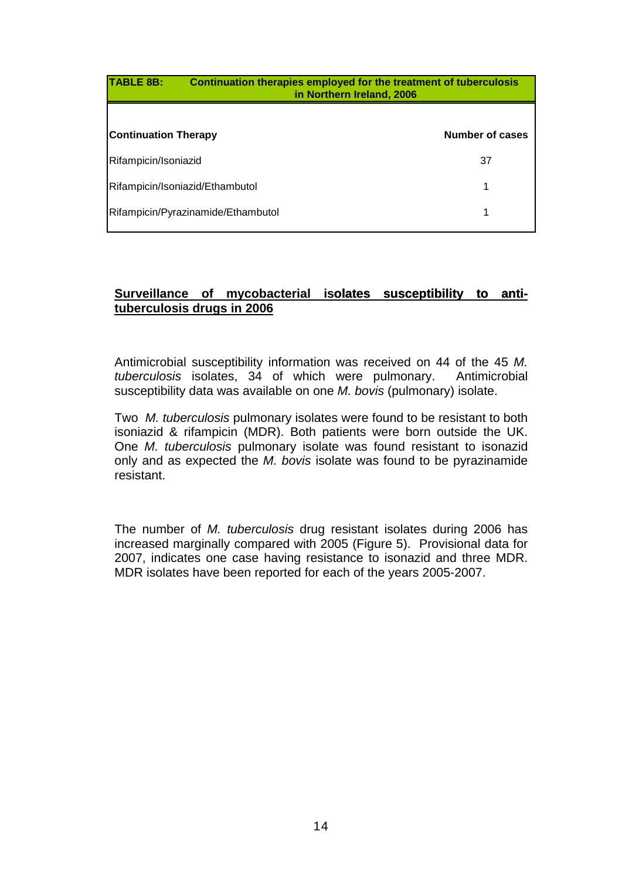**TABLE 8B: Continuation therapies employed for the treatment of tuberculosis in Northern Ireland, 2006**

| Continuation Therapy | Number of cases |
|---|---|
| Rifampicin/Isoniazid | 37 |
| Rifampicin/Isoniazid/Ethambutol | 1 |
| Rifampicin/Pyrazinamide/Ethambutol | 1 |

## Surveillance of mycobacterial isolates susceptibility to anti-tuberculosis drugs in 2006

Antimicrobial susceptibility information was received on 44 of the 45 *M. tuberculosis* isolates, 34 of which were pulmonary. Antimicrobial susceptibility data was available on one *M. bovis* (pulmonary) isolate.

Two *M. tuberculosis* pulmonary isolates were found to be resistant to both isoniazid & rifampicin (MDR). Both patients were born outside the UK. One *M. tuberculosis* pulmonary isolate was found resistant to isonazid only and as expected the *M. bovis* isolate was found to be pyrazinamide resistant.

The number of *M. tuberculosis* drug resistant isolates during 2006 has increased marginally compared with 2005 (Figure 5). Provisional data for 2007, indicates one case having resistance to isonazid and three MDR. MDR isolates have been reported for each of the years 2005-2007.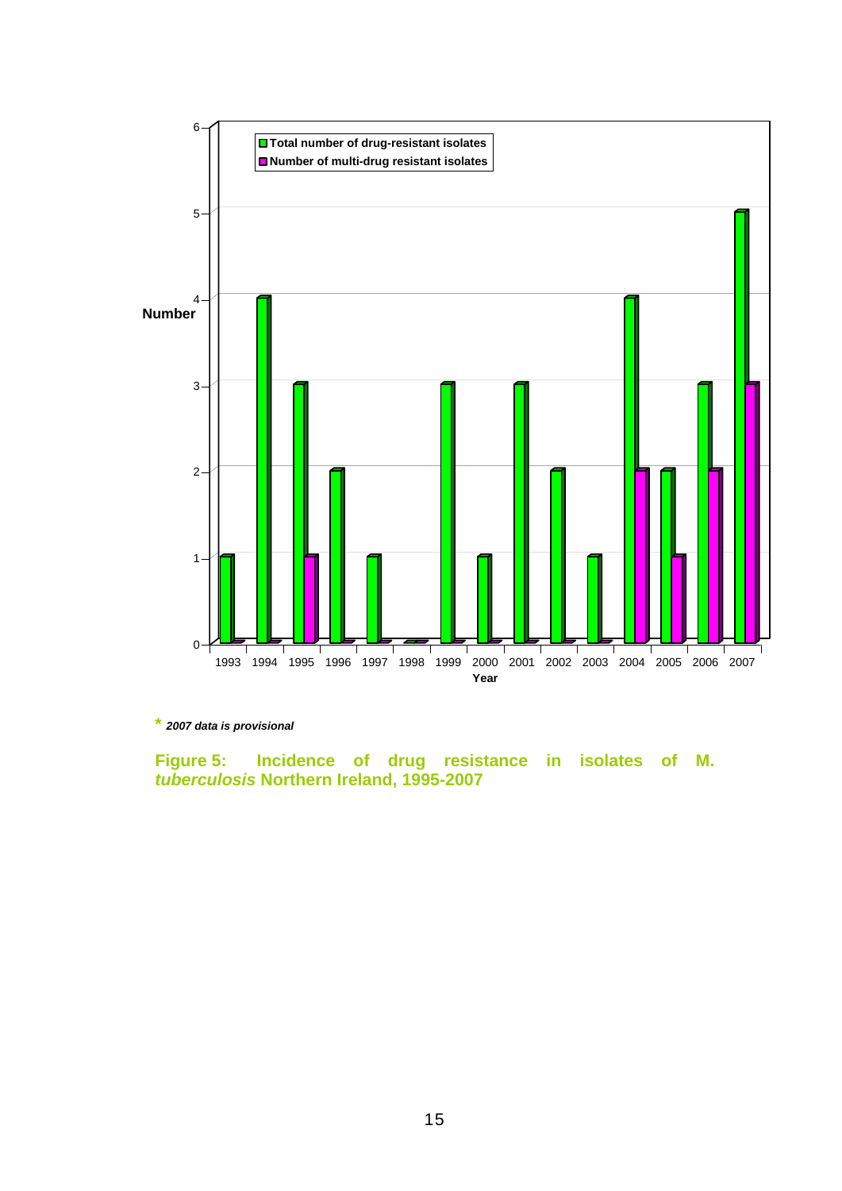* *2007 data is provisional*

**Figure 5: Incidence of drug resistance in isolates of M. *tuberculosis* Northern Ireland, 1995-2007**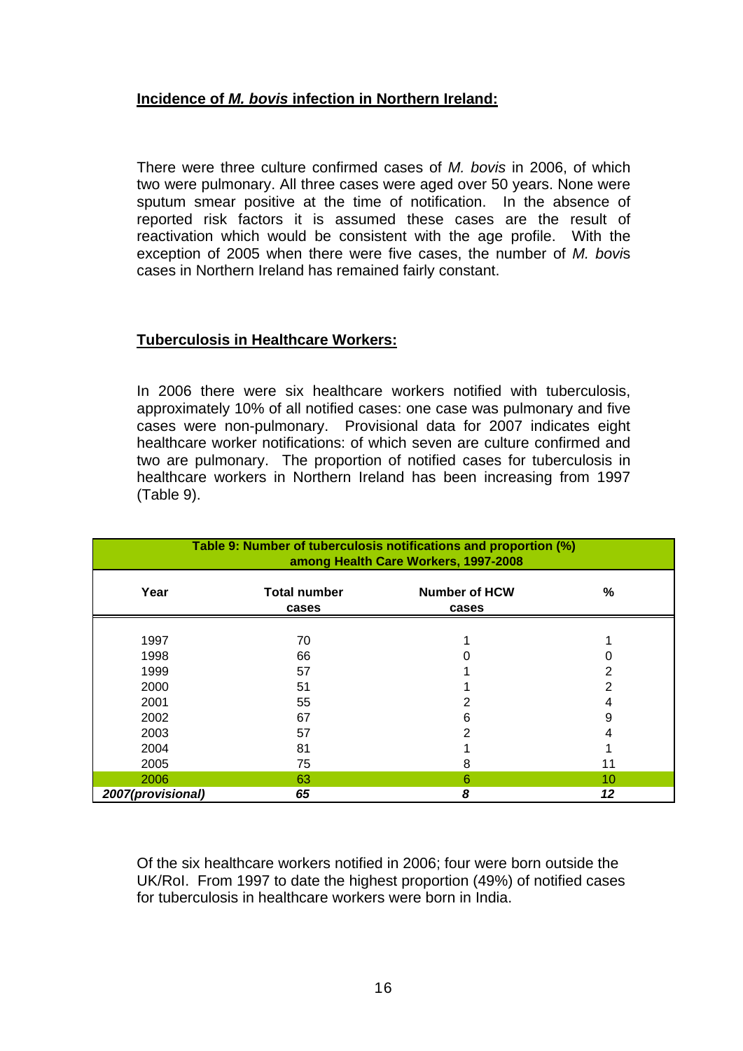## Incidence of *M. bovis* infection in Northern Ireland:

There were three culture confirmed cases of *M. bovis* in 2006, of which two were pulmonary. All three cases were aged over 50 years. None were sputum smear positive at the time of notification. In the absence of reported risk factors it is assumed these cases are the result of reactivation which would be consistent with the age profile. With the exception of 2005 when there were five cases, the number of *M. bovis* cases in Northern Ireland has remained fairly constant.

## Tuberculosis in Healthcare Workers:

In 2006 there were six healthcare workers notified with tuberculosis, approximately 10% of all notified cases: one case was pulmonary and five cases were non-pulmonary. Provisional data for 2007 indicates eight healthcare worker notifications: of which seven are culture confirmed and two are pulmonary. The proportion of notified cases for tuberculosis in healthcare workers in Northern Ireland has been increasing from 1997 (Table 9).

**Table 9: Number of tuberculosis notifications and proportion (%) among Health Care Workers, 1997-2008**

| Year | Total number cases | Number of HCW cases | % |
|---|---|---|---|
| 1997 | 70 | 1 | 1 |
| 1998 | 66 | 0 | 0 |
| 1999 | 57 | 1 | 2 |
| 2000 | 51 | 1 | 2 |
| 2001 | 55 | 2 | 4 |
| 2002 | 67 | 6 | 9 |
| 2003 | 57 | 2 | 4 |
| 2004 | 81 | 1 | 1 |
| 2005 | 75 | 8 | 11 |
| 2006 | 63 | 6 | 10 |
| ***2007(provisional)*** | ***65*** | ***8*** | ***12*** |

Of the six healthcare workers notified in 2006; four were born outside the UK/RoI. From 1997 to date the highest proportion (49%) of notified cases for tuberculosis in healthcare workers were born in India.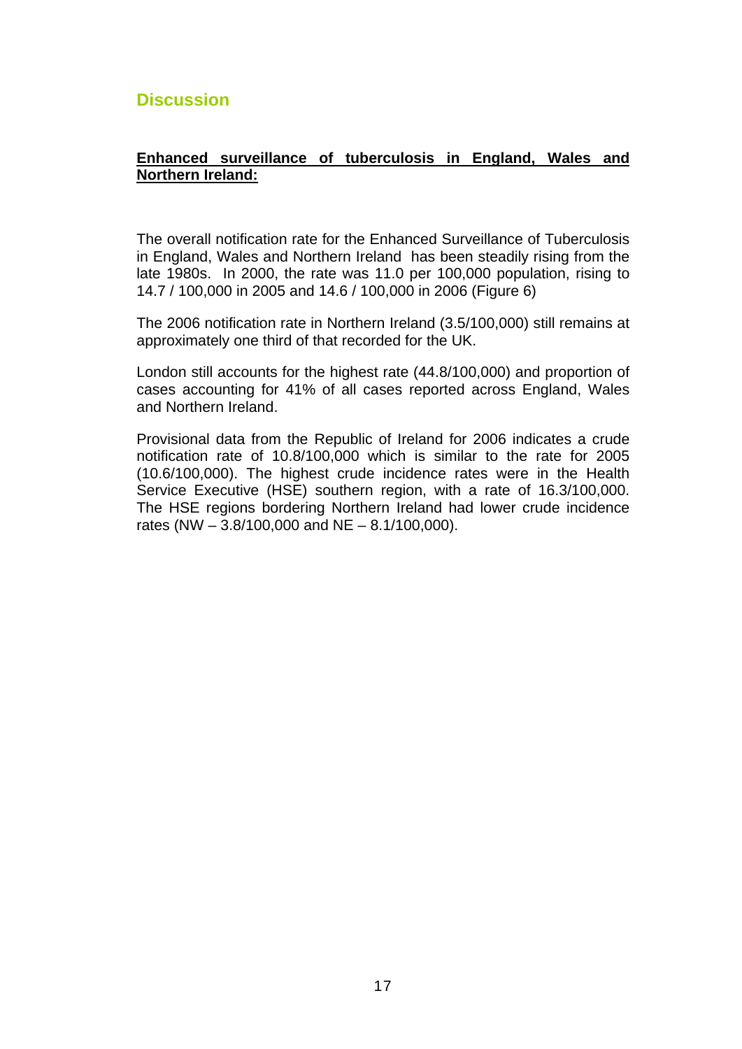## Discussion

**Enhanced surveillance of tuberculosis in England, Wales and Northern Ireland:**

The overall notification rate for the Enhanced Surveillance of Tuberculosis in England, Wales and Northern Ireland has been steadily rising from the late 1980s. In 2000, the rate was 11.0 per 100,000 population, rising to 14.7 / 100,000 in 2005 and 14.6 / 100,000 in 2006 (Figure 6)

The 2006 notification rate in Northern Ireland (3.5/100,000) still remains at approximately one third of that recorded for the UK.

London still accounts for the highest rate (44.8/100,000) and proportion of cases accounting for 41% of all cases reported across England, Wales and Northern Ireland.

Provisional data from the Republic of Ireland for 2006 indicates a crude notification rate of 10.8/100,000 which is similar to the rate for 2005 (10.6/100,000). The highest crude incidence rates were in the Health Service Executive (HSE) southern region, with a rate of 16.3/100,000. The HSE regions bordering Northern Ireland had lower crude incidence rates (NW – 3.8/100,000 and NE – 8.1/100,000).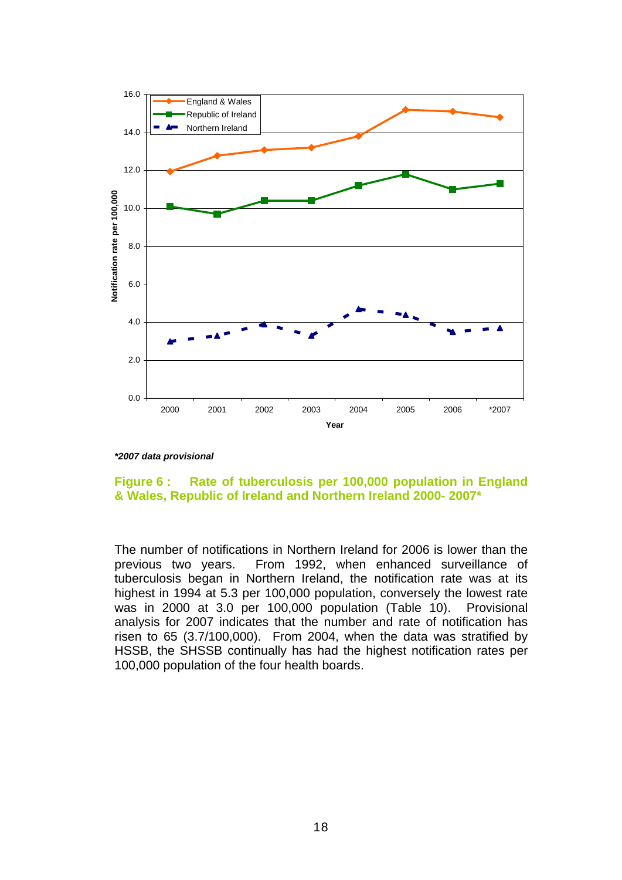*2007 data provisional*

**Figure 6 : Rate of tuberculosis per 100,000 population in England & Wales, Republic of Ireland and Northern Ireland 2000- 2007***

The number of notifications in Northern Ireland for 2006 is lower than the previous two years. From 1992, when enhanced surveillance of tuberculosis began in Northern Ireland, the notification rate was at its highest in 1994 at 5.3 per 100,000 population, conversely the lowest rate was in 2000 at 3.0 per 100,000 population (Table 10). Provisional analysis for 2007 indicates that the number and rate of notification has risen to 65 (3.7/100,000). From 2004, when the data was stratified by HSSB, the SHSSB continually has had the highest notification rates per 100,000 population of the four health boards.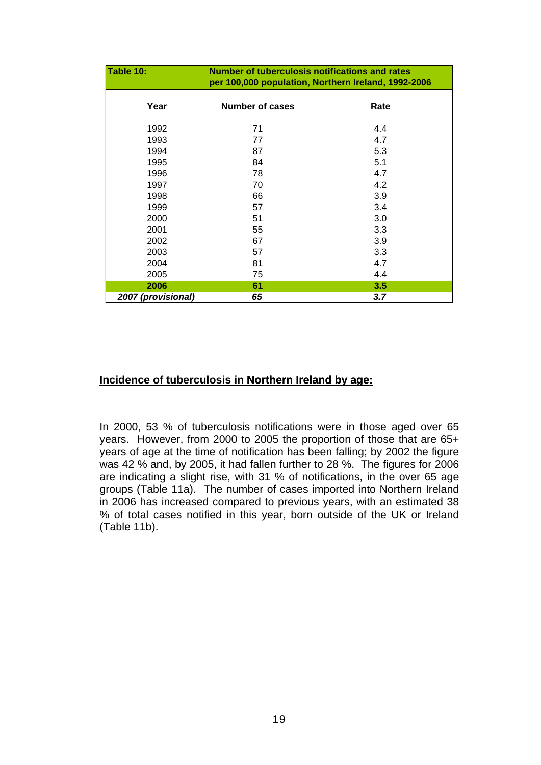| **Table 10:** | **Number of tuberculosis notifications and rates per 100,000 population, Northern Ireland, 1992-2006** | |
|---|---|---|
| **Year** | **Number of cases** | **Rate** |
| 1992 | 71 | 4.4 |
| 1993 | 77 | 4.7 |
| 1994 | 87 | 5.3 |
| 1995 | 84 | 5.1 |
| 1996 | 78 | 4.7 |
| 1997 | 70 | 4.2 |
| 1998 | 66 | 3.9 |
| 1999 | 57 | 3.4 |
| 2000 | 51 | 3.0 |
| 2001 | 55 | 3.3 |
| 2002 | 67 | 3.9 |
| 2003 | 57 | 3.3 |
| 2004 | 81 | 4.7 |
| 2005 | 75 | 4.4 |
| **2006** | **61** | **3.5** |
| ***2007 (provisional)*** | ***65*** | ***3.7*** |

## Incidence of tuberculosis in Northern Ireland by age:

In 2000, 53 % of tuberculosis notifications were in those aged over 65 years. However, from 2000 to 2005 the proportion of those that are 65+ years of age at the time of notification has been falling; by 2002 the figure was 42 % and, by 2005, it had fallen further to 28 %. The figures for 2006 are indicating a slight rise, with 31 % of notifications, in the over 65 age groups (Table 11a). The number of cases imported into Northern Ireland in 2006 has increased compared to previous years, with an estimated 38 % of total cases notified in this year, born outside of the UK or Ireland (Table 11b).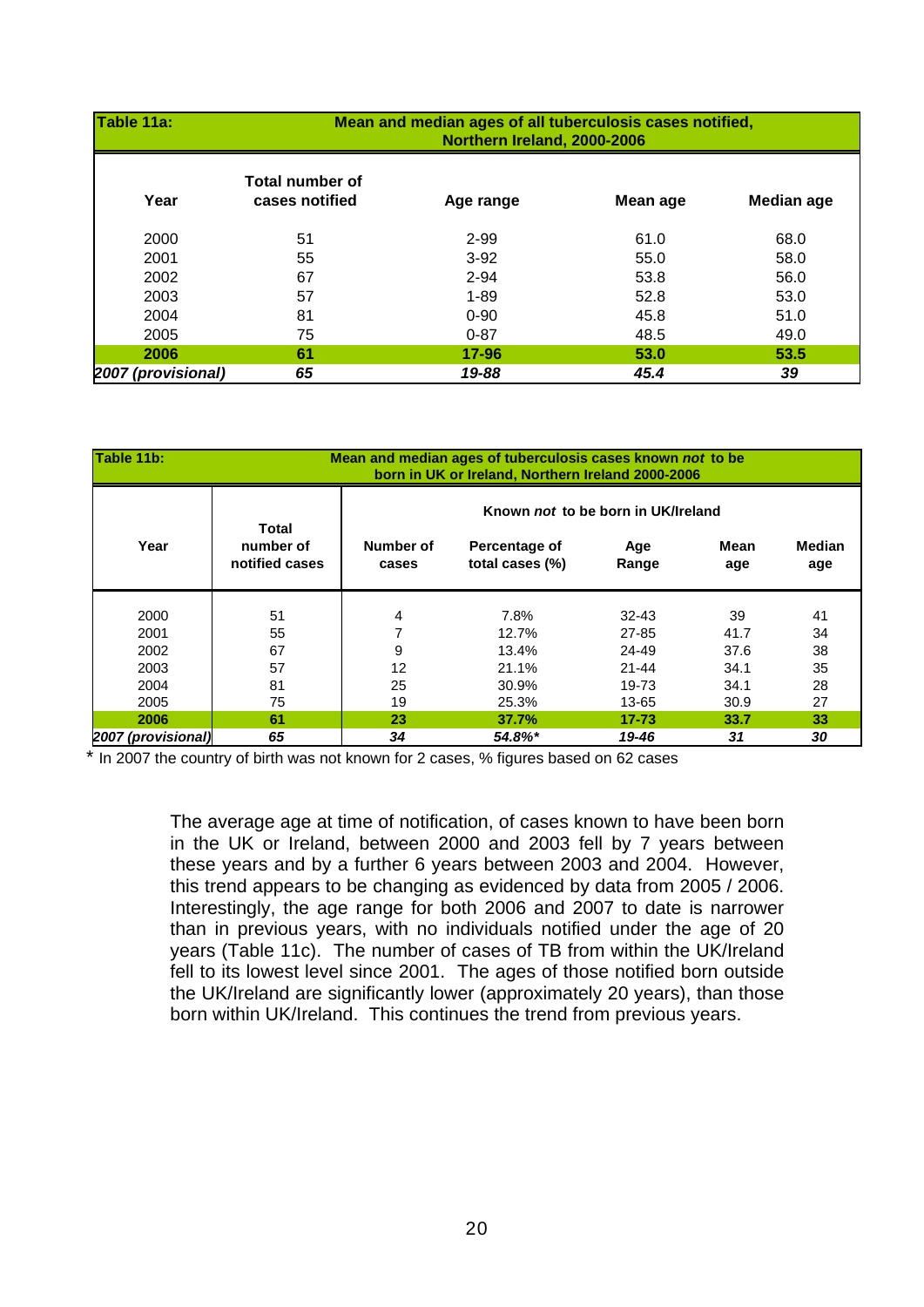**Table 11a: Mean and median ages of all tuberculosis cases notified, Northern Ireland, 2000-2006**

| Year | Total number of cases notified | Age range | Mean age | Median age |
|---|---|---|---|---|
| 2000 | 51 | 2-99 | 61.0 | 68.0 |
| 2001 | 55 | 3-92 | 55.0 | 58.0 |
| 2002 | 67 | 2-94 | 53.8 | 56.0 |
| 2003 | 57 | 1-89 | 52.8 | 53.0 |
| 2004 | 81 | 0-90 | 45.8 | 51.0 |
| 2005 | 75 | 0-87 | 48.5 | 49.0 |
| **2006** | **61** | **17-96** | **53.0** | **53.5** |
| ***2007 (provisional)*** | ***65*** | ***19-88*** | ***45.4*** | ***39*** |

**Table 11b: Mean and median ages of tuberculosis cases known *not* to be born in UK or Ireland, Northern Ireland 2000-2006**

| Year | Total number of notified cases | Known *not* to be born in UK/Ireland | | | | |
|---|---|---|---|---|---|---|
| | | Number of cases | Percentage of total cases (%) | Age Range | Mean age | Median age |
| 2000 | 51 | 4 | 7.8% | 32-43 | 39 | 41 |
| 2001 | 55 | 7 | 12.7% | 27-85 | 41.7 | 34 |
| 2002 | 67 | 9 | 13.4% | 24-49 | 37.6 | 38 |
| 2003 | 57 | 12 | 21.1% | 21-44 | 34.1 | 35 |
| 2004 | 81 | 25 | 30.9% | 19-73 | 34.1 | 28 |
| 2005 | 75 | 19 | 25.3% | 13-65 | 30.9 | 27 |
| **2006** | **61** | **23** | **37.7%** | **17-73** | **33.7** | **33** |
| ***2007 (provisional)*** | ***65*** | ***34*** | ***54.8%**** | ***19-46*** | ***31*** | ***30*** |

\* In 2007 the country of birth was not known for 2 cases, % figures based on 62 cases

The average age at time of notification, of cases known to have been born in the UK or Ireland, between 2000 and 2003 fell by 7 years between these years and by a further 6 years between 2003 and 2004. However, this trend appears to be changing as evidenced by data from 2005 / 2006. Interestingly, the age range for both 2006 and 2007 to date is narrower than in previous years, with no individuals notified under the age of 20 years (Table 11c). The number of cases of TB from within the UK/Ireland fell to its lowest level since 2001. The ages of those notified born outside the UK/Ireland are significantly lower (approximately 20 years), than those born within UK/Ireland. This continues the trend from previous years.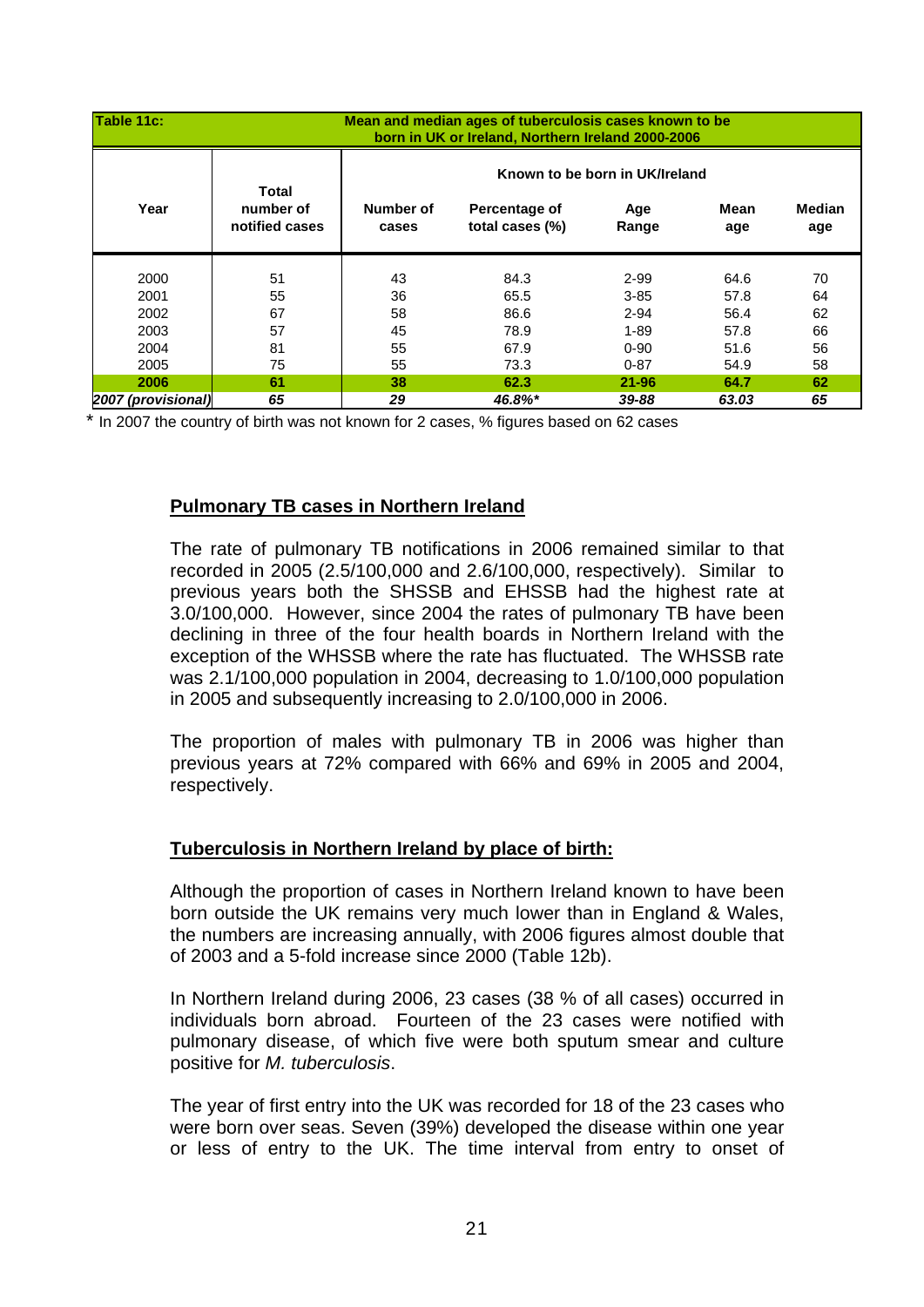**Table 11c: Mean and median ages of tuberculosis cases known to be born in UK or Ireland, Northern Ireland 2000-2006**

| Year | Total number of notified cases | Known to be born in UK/Ireland | | | | |
|---|---|---|---|---|---|---|
| | | Number of cases | Percentage of total cases (%) | Age Range | Mean age | Median age |
| 2000 | 51 | 43 | 84.3 | 2-99 | 64.6 | 70 |
| 2001 | 55 | 36 | 65.5 | 3-85 | 57.8 | 64 |
| 2002 | 67 | 58 | 86.6 | 2-94 | 56.4 | 62 |
| 2003 | 57 | 45 | 78.9 | 1-89 | 57.8 | 66 |
| 2004 | 81 | 55 | 67.9 | 0-90 | 51.6 | 56 |
| 2005 | 75 | 55 | 73.3 | 0-87 | 54.9 | 58 |
| **2006** | **61** | **38** | **62.3** | **21-96** | **64.7** | **62** |
| ***2007 (provisional)*** | ***65*** | ***29*** | ***46.8%**** | ***39-88*** | ***63.03*** | ***65*** |

* In 2007 the country of birth was not known for 2 cases, % figures based on 62 cases

## Pulmonary TB cases in Northern Ireland

The rate of pulmonary TB notifications in 2006 remained similar to that recorded in 2005 (2.5/100,000 and 2.6/100,000, respectively). Similar to previous years both the SHSSB and EHSSB had the highest rate at 3.0/100,000. However, since 2004 the rates of pulmonary TB have been declining in three of the four health boards in Northern Ireland with the exception of the WHSSB where the rate has fluctuated. The WHSSB rate was 2.1/100,000 population in 2004, decreasing to 1.0/100,000 population in 2005 and subsequently increasing to 2.0/100,000 in 2006.

The proportion of males with pulmonary TB in 2006 was higher than previous years at 72% compared with 66% and 69% in 2005 and 2004, respectively.

## Tuberculosis in Northern Ireland by place of birth:

Although the proportion of cases in Northern Ireland known to have been born outside the UK remains very much lower than in England & Wales, the numbers are increasing annually, with 2006 figures almost double that of 2003 and a 5-fold increase since 2000 (Table 12b).

In Northern Ireland during 2006, 23 cases (38 % of all cases) occurred in individuals born abroad. Fourteen of the 23 cases were notified with pulmonary disease, of which five were both sputum smear and culture positive for *M. tuberculosis*.

The year of first entry into the UK was recorded for 18 of the 23 cases who were born over seas. Seven (39%) developed the disease within one year or less of entry to the UK. The time interval from entry to onset of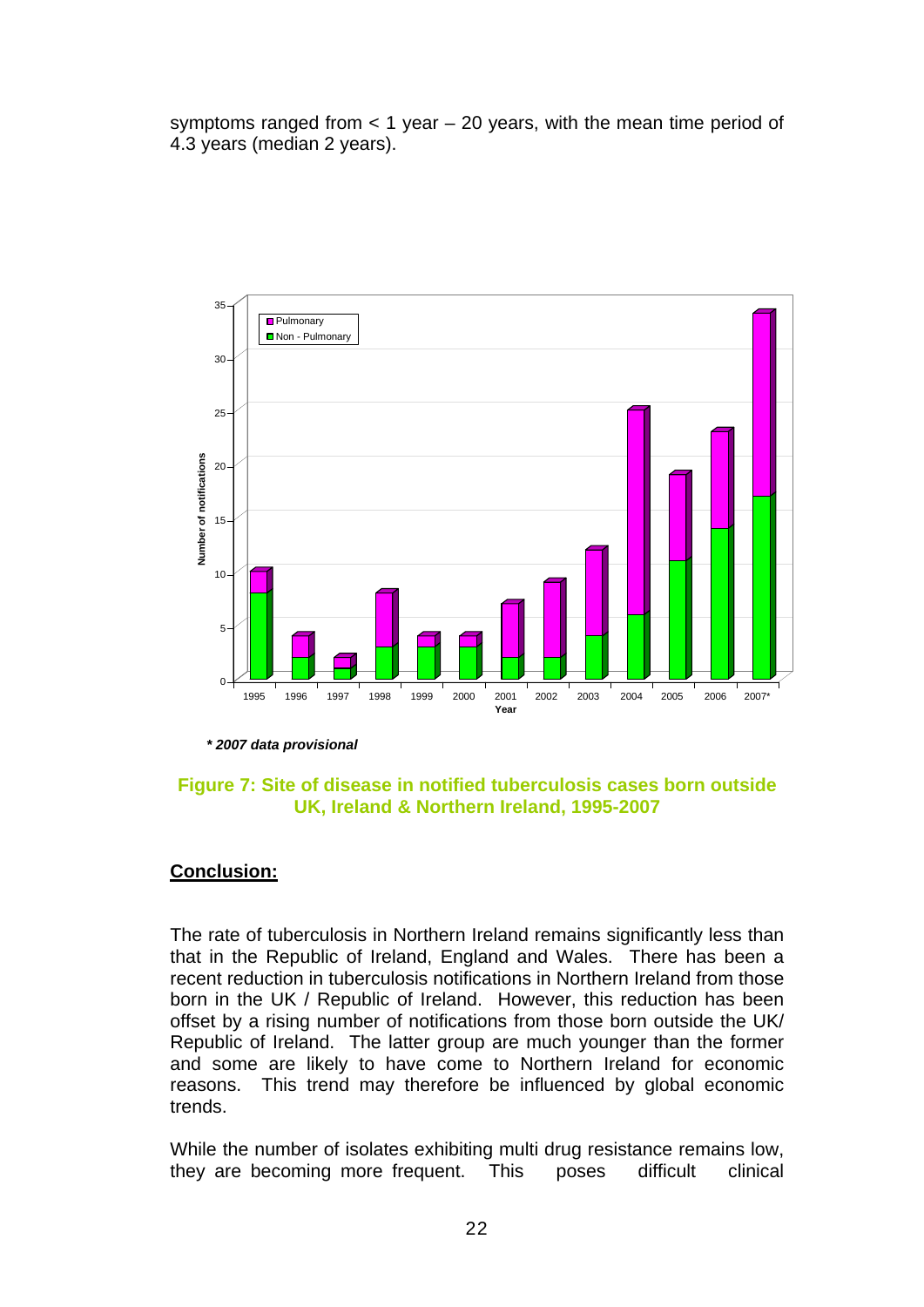symptoms ranged from < 1 year – 20 years, with the mean time period of 4.3 years (median 2 years).

***2007 data provisional***

**Figure 7: Site of disease in notified tuberculosis cases born outside UK, Ireland & Northern Ireland, 1995-2007**

## **Conclusion:**

The rate of tuberculosis in Northern Ireland remains significantly less than that in the Republic of Ireland, England and Wales. There has been a recent reduction in tuberculosis notifications in Northern Ireland from those born in the UK / Republic of Ireland. However, this reduction has been offset by a rising number of notifications from those born outside the UK/ Republic of Ireland. The latter group are much younger than the former and some are likely to have come to Northern Ireland for economic reasons. This trend may therefore be influenced by global economic trends.

While the number of isolates exhibiting multi drug resistance remains low, they are becoming more frequent. This poses difficult clinical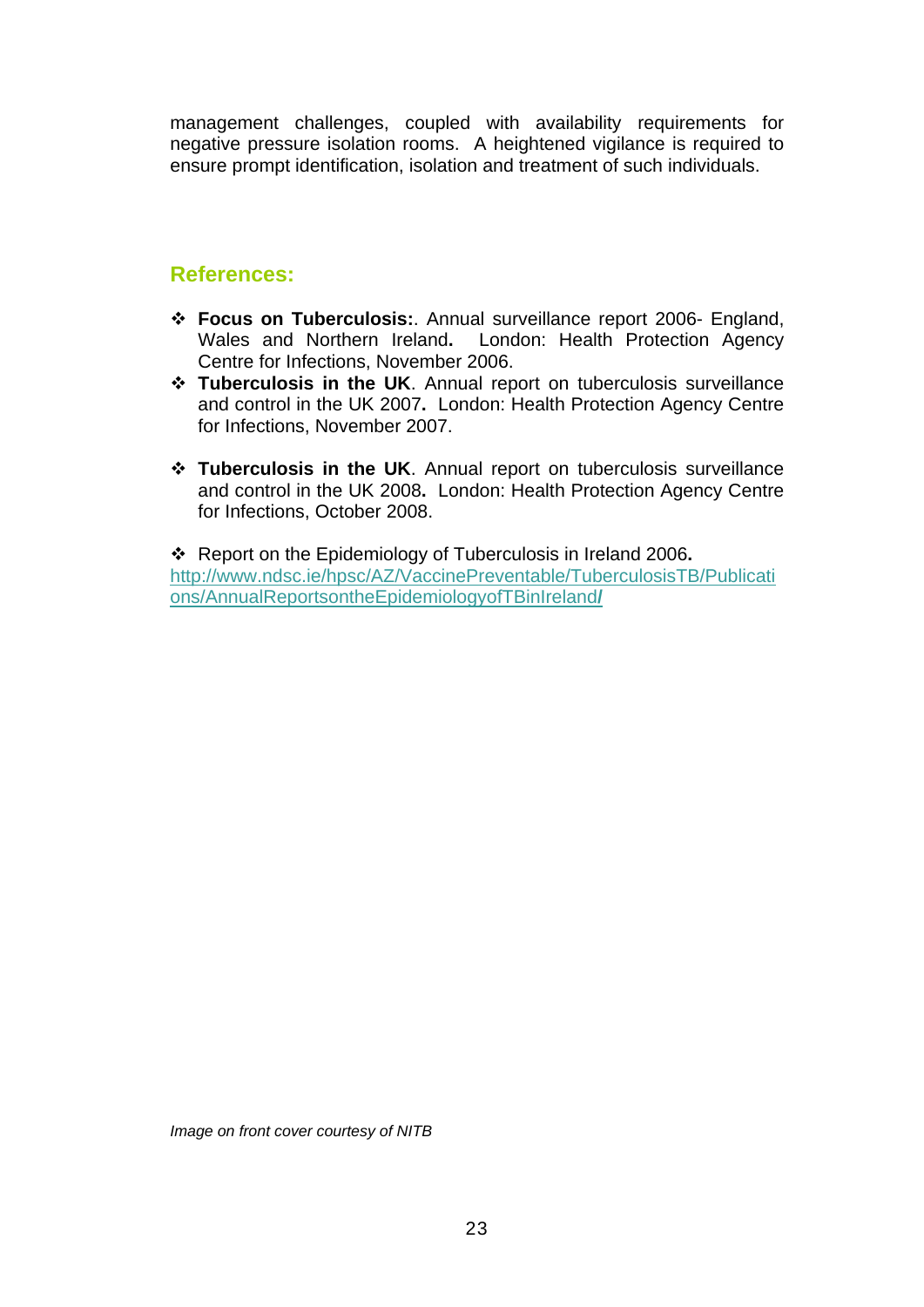management challenges, coupled with availability requirements for negative pressure isolation rooms. A heightened vigilance is required to ensure prompt identification, isolation and treatment of such individuals.

## References:

- **Focus on Tuberculosis:**. Annual surveillance report 2006- England, Wales and Northern Ireland**.** London: Health Protection Agency Centre for Infections, November 2006.
- **Tuberculosis in the UK**. Annual report on tuberculosis surveillance and control in the UK 2007**.** London: Health Protection Agency Centre for Infections, November 2007.
- **Tuberculosis in the UK**. Annual report on tuberculosis surveillance and control in the UK 2008**.** London: Health Protection Agency Centre for Infections, October 2008.
- Report on the Epidemiology of Tuberculosis in Ireland 2006**.** http://www.ndsc.ie/hpsc/AZ/VaccinePreventable/TuberculosisTB/Publications/AnnualReportsontheEpidemiologyofTBinIreland/

*Image on front cover courtesy of NITB*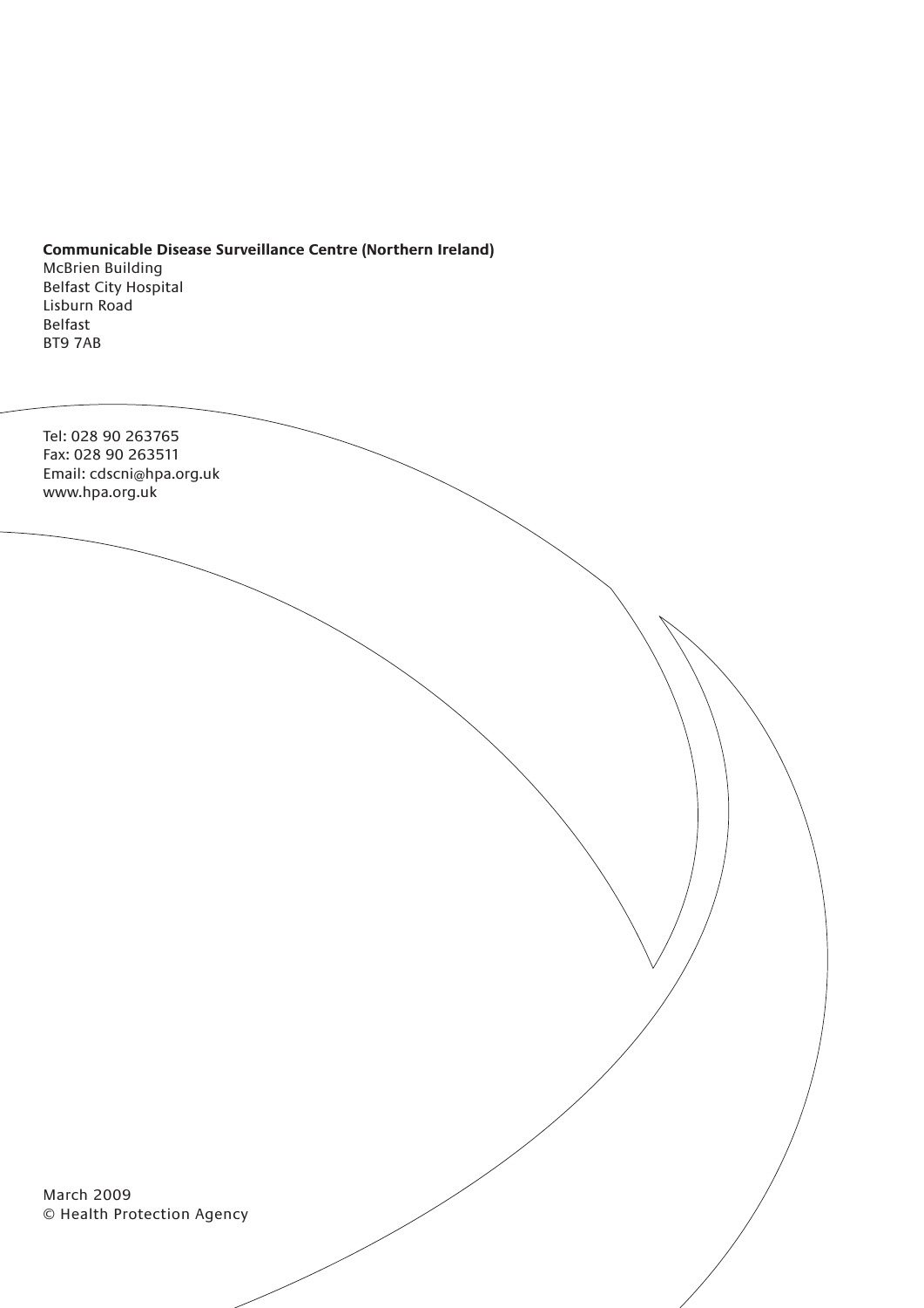**Communicable Disease Surveillance Centre (Northern Ireland)**
McBrien Building
Belfast City Hospital
Lisburn Road
Belfast
BT9 7AB

Tel: 028 90 263765
Fax: 028 90 263511
Email: cdscni@hpa.org.uk
www.hpa.org.uk

March 2009
© Health Protection Agency